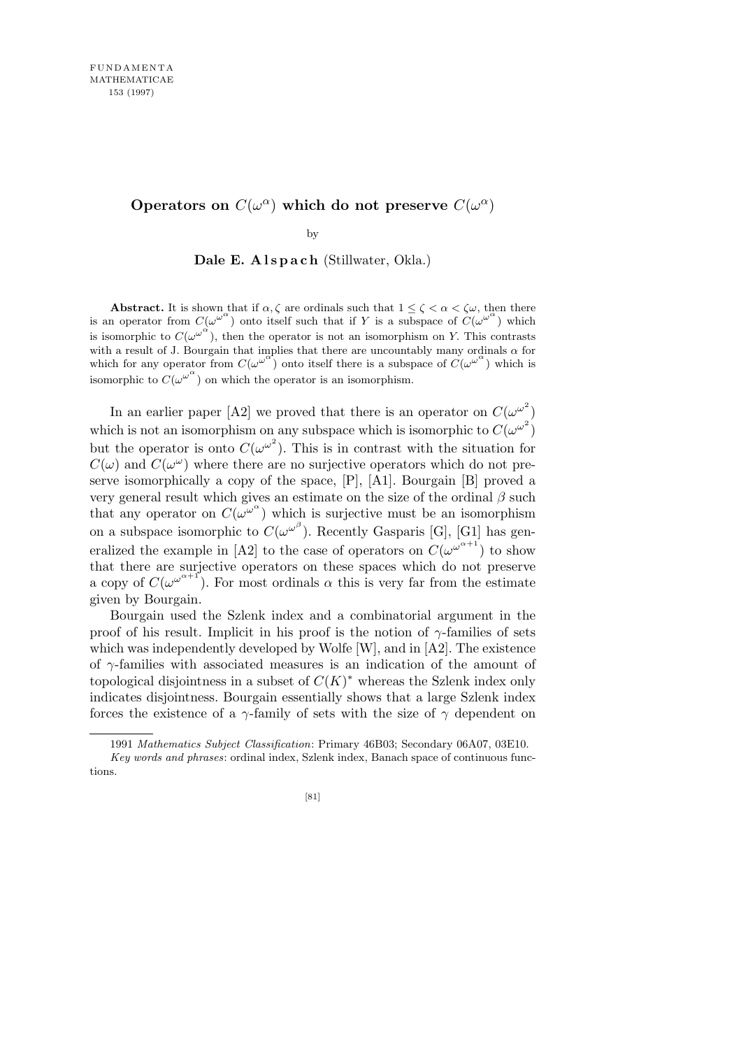# Operators on $C(\omega^\alpha)$ which do not preserve $C(\omega^\alpha)$

by

**Dale E. Alspach** (Stillwater, Okla.)

**Abstract.** It is shown that if $\alpha, \zeta$ are ordinals such that $1 \leq \zeta < \alpha < \zeta\omega$, then there is an operator from $C(\omega^{\omega^\alpha})$ onto itself such that if $Y$ is a subspace of $C(\omega^{\omega^\alpha})$ which is isomorphic to $C(\omega^{\omega^\alpha})$, then the operator is not an isomorphism on $Y$. This contrasts with a result of J. Bourgain that implies that there are uncountably many ordinals $\alpha$ for which for any operator from $C(\omega^{\omega^\alpha})$ onto itself there is a subspace of $C(\omega^{\omega^\alpha})$ which is isomorphic to $C(\omega^{\omega^\alpha})$ on which the operator is an isomorphism.

In an earlier paper [A2] we proved that there is an operator on $C(\omega^{\omega^2})$ which is not an isomorphism on any subspace which is isomorphic to $C(\omega^{\omega^2})$ but the operator is onto $C(\omega^{\omega^2})$. This is in contrast with the situation for $C(\omega)$ and $C(\omega^\omega)$ where there are no surjective operators which do not preserve isomorphically a copy of the space, [P], [A1]. Bourgain [B] proved a very general result which gives an estimate on the size of the ordinal $\beta$ such that any operator on $C(\omega^{\omega^\alpha})$ which is surjective must be an isomorphism on a subspace isomorphic to $C(\omega^{\omega^\beta})$. Recently Gasparis [G], [G1] has generalized the example in [A2] to the case of operators on $C(\omega^{\omega^{\alpha+1}})$ to show that there are surjective operators on these spaces which do not preserve a copy of $C(\omega^{\omega^{\alpha+1}})$. For most ordinals $\alpha$ this is very far from the estimate given by Bourgain.

Bourgain used the Szlenk index and a combinatorial argument in the proof of his result. Implicit in his proof is the notion of $\gamma$-families of sets which was independently developed by Wolfe [W], and in [A2]. The existence of $\gamma$-families with associated measures is an indication of the amount of topological disjointness in a subset of $C(K)^*$ whereas the Szlenk index only indicates disjointness. Bourgain essentially shows that a large Szlenk index forces the existence of a $\gamma$-family of sets with the size of $\gamma$ dependent on

---

1991 *Mathematics Subject Classification*: Primary 46B03; Secondary 06A07, 03E10.

*Key words and phrases*: ordinal index, Szlenk index, Banach space of continuous functions.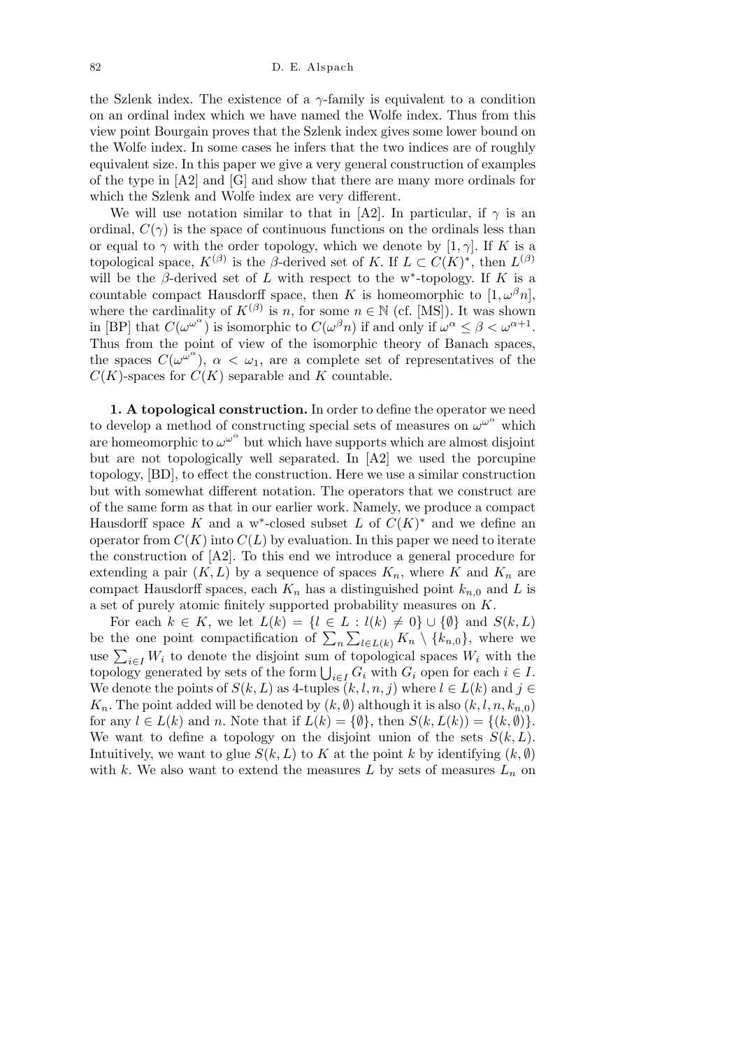the Szlenk index. The existence of a $\gamma$-family is equivalent to a condition on an ordinal index which we have named the Wolfe index. Thus from this view point Bourgain proves that the Szlenk index gives some lower bound on the Wolfe index. In some cases he infers that the two indices are of roughly equivalent size. In this paper we give a very general construction of examples of the type in [A2] and [G] and show that there are many more ordinals for which the Szlenk and Wolfe index are very different.

We will use notation similar to that in [A2]. In particular, if $\gamma$ is an ordinal, $C(\gamma)$ is the space of continuous functions on the ordinals less than or equal to $\gamma$ with the order topology, which we denote by $[1,\gamma]$. If $K$ is a topological space, $K^{(\beta)}$ is the $\beta$-derived set of $K$. If $L \subset C(K)^*$, then $L^{(\beta)}$ will be the $\beta$-derived set of $L$ with respect to the w*-topology. If $K$ is a countable compact Hausdorff space, then $K$ is homeomorphic to $[1,\omega^\beta n]$, where the cardinality of $K^{(\beta)}$ is $n$, for some $n \in \mathbb{N}$ (cf. [MS]). It was shown in [BP] that $C(\omega^{\omega^\alpha})$ is isomorphic to $C(\omega^\beta n)$ if and only if $\omega^\alpha \le \beta < \omega^{\alpha+1}$. Thus from the point of view of the isomorphic theory of Banach spaces, the spaces $C(\omega^{\omega^\alpha})$, $\alpha < \omega_1$, are a complete set of representatives of the $C(K)$-spaces for $C(K)$ separable and $K$ countable.

**1. A topological construction.** In order to define the operator we need to develop a method of constructing special sets of measures on $\omega^{\omega^\alpha}$ which are homeomorphic to $\omega^{\omega^\alpha}$ but which have supports which are almost disjoint but are not topologically well separated. In [A2] we used the porcupine topology, [BD], to effect the construction. Here we use a similar construction but with somewhat different notation. The operators that we construct are of the same form as that in our earlier work. Namely, we produce a compact Hausdorff space $K$ and a w*-closed subset $L$ of $C(K)^*$ and we define an operator from $C(K)$ into $C(L)$ by evaluation. In this paper we need to iterate the construction of [A2]. To this end we introduce a general procedure for extending a pair $(K,L)$ by a sequence of spaces $K_n$, where $K$ and $K_n$ are compact Hausdorff spaces, each $K_n$ has a distinguished point $k_{n,0}$ and $L$ is a set of purely atomic finitely supported probability measures on $K$.

For each $k \in K$, we let $L(k) = \{l \in L : l(k) \neq 0\} \cup \{\emptyset\}$ and $S(k,L)$ be the one point compactification of $\sum_n \sum_{l\in L(k)} K_n \setminus \{k_{n,0}\}$, where we use $\sum_{i\in I} W_i$ to denote the disjoint sum of topological spaces $W_i$ with the topology generated by sets of the form $\bigcup_{i\in I} G_i$ with $G_i$ open for each $i \in I$. We denote the points of $S(k,L)$ as 4-tuples $(k,l,n,j)$ where $l \in L(k)$ and $j \in K_n$. The point added will be denoted by $(k,\emptyset)$ although it is also $(k,l,n,k_{n,0})$ for any $l \in L(k)$ and $n$. Note that if $L(k) = \{\emptyset\}$, then $S(k,L(k)) = \{(k,\emptyset)\}$. We want to define a topology on the disjoint union of the sets $S(k,L)$. Intuitively, we want to glue $S(k,L)$ to $K$ at the point $k$ by identifying $(k,\emptyset)$ with $k$. We also want to extend the measures $L$ by sets of measures $L_n$ on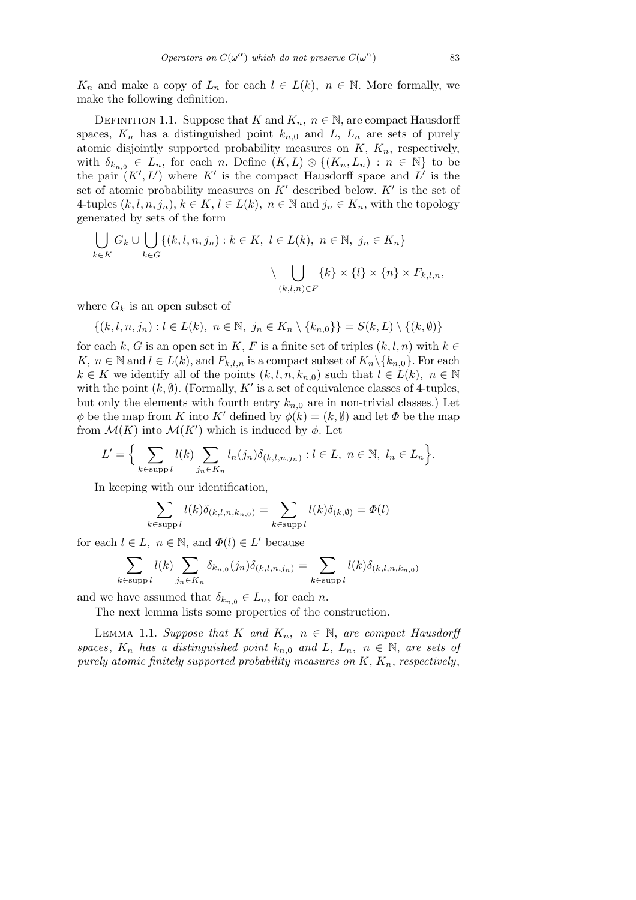$K_n$ and make a copy of $L_n$ for each $l \in L(k)$, $n \in \mathbb{N}$. More formally, we make the following definition.

Definition 1.1. Suppose that $K$ and $K_n$, $n \in \mathbb{N}$, are compact Hausdorff spaces, $K_n$ has a distinguished point $k_{n,0}$ and $L$, $L_n$ are sets of purely atomic disjointly supported probability measures on $K$, $K_n$, respectively, with $\delta_{k_{n,0}} \in L_n$, for each $n$. Define $(K, L) \otimes \{(K_n, L_n) : n \in \mathbb{N}\}$ to be the pair $(K', L')$ where $K'$ is the compact Hausdorff space and $L'$ is the set of atomic probability measures on $K'$ described below. $K'$ is the set of 4-tuples $(k, l, n, j_n)$, $k \in K$, $l \in L(k)$, $n \in \mathbb{N}$ and $j_n \in K_n$, with the topology generated by sets of the form

$$\bigcup_{k\in K} G_k \cup \bigcup_{k\in G} \{(k, l, n, j_n) : k \in K,\ l \in L(k),\ n \in \mathbb{N},\ j_n \in K_n\} \setminus \bigcup_{(k,l,n)\in F} \{k\} \times \{l\} \times \{n\} \times F_{k,l,n},$$

where $G_k$ is an open subset of

$$\{(k, l, n, j_n) : l \in L(k),\ n \in \mathbb{N},\ j_n \in K_n \setminus \{k_{n,0}\}\} = S(k, L) \setminus \{(k, \emptyset)\}$$

for each $k$, $G$ is an open set in $K$, $F$ is a finite set of triples $(k, l, n)$ with $k \in K$, $n \in \mathbb{N}$ and $l \in L(k)$, and $F_{k,l,n}$ is a compact subset of $K_n \setminus \{k_{n,0}\}$. For each $k \in K$ we identify all of the points $(k, l, n, k_{n,0})$ such that $l \in L(k)$, $n \in \mathbb{N}$ with the point $(k, \emptyset)$. (Formally, $K'$ is a set of equivalence classes of 4-tuples, but only the elements with fourth entry $k_{n,0}$ are in non-trivial classes.) Let $\phi$ be the map from $K$ into $K'$ defined by $\phi(k) = (k, \emptyset)$ and let $\Phi$ be the map from $\mathcal{M}(K)$ into $\mathcal{M}(K')$ which is induced by $\phi$. Let

$$L' = \Big\{ \sum_{k\in \operatorname{supp} l} l(k) \sum_{j_n \in K_n} l_n(j_n)\delta_{(k,l,n,j_n)} : l \in L,\ n \in \mathbb{N},\ l_n \in L_n \Big\}.$$

In keeping with our identification,

$$\sum_{k\in \operatorname{supp} l} l(k)\delta_{(k,l,n,k_{n,0})} = \sum_{k\in \operatorname{supp} l} l(k)\delta_{(k,\emptyset)} = \Phi(l)$$

for each $l \in L$, $n \in \mathbb{N}$, and $\Phi(l) \in L'$ because

$$\sum_{k\in \operatorname{supp} l} l(k) \sum_{j_n\in K_n} \delta_{k_{n,0}}(j_n)\delta_{(k,l,n,j_n)} = \sum_{k\in \operatorname{supp} l} l(k)\delta_{(k,l,n,k_{n,0})}$$

and we have assumed that $\delta_{k_{n,0}} \in L_n$, for each $n$.

The next lemma lists some properties of the construction.

Lemma 1.1. *Suppose that $K$ and $K_n$, $n \in \mathbb{N}$, are compact Hausdorff spaces, $K_n$ has a distinguished point $k_{n,0}$ and $L$, $L_n$, $n \in \mathbb{N}$, are sets of purely atomic finitely supported probability measures on $K$, $K_n$, respectively,*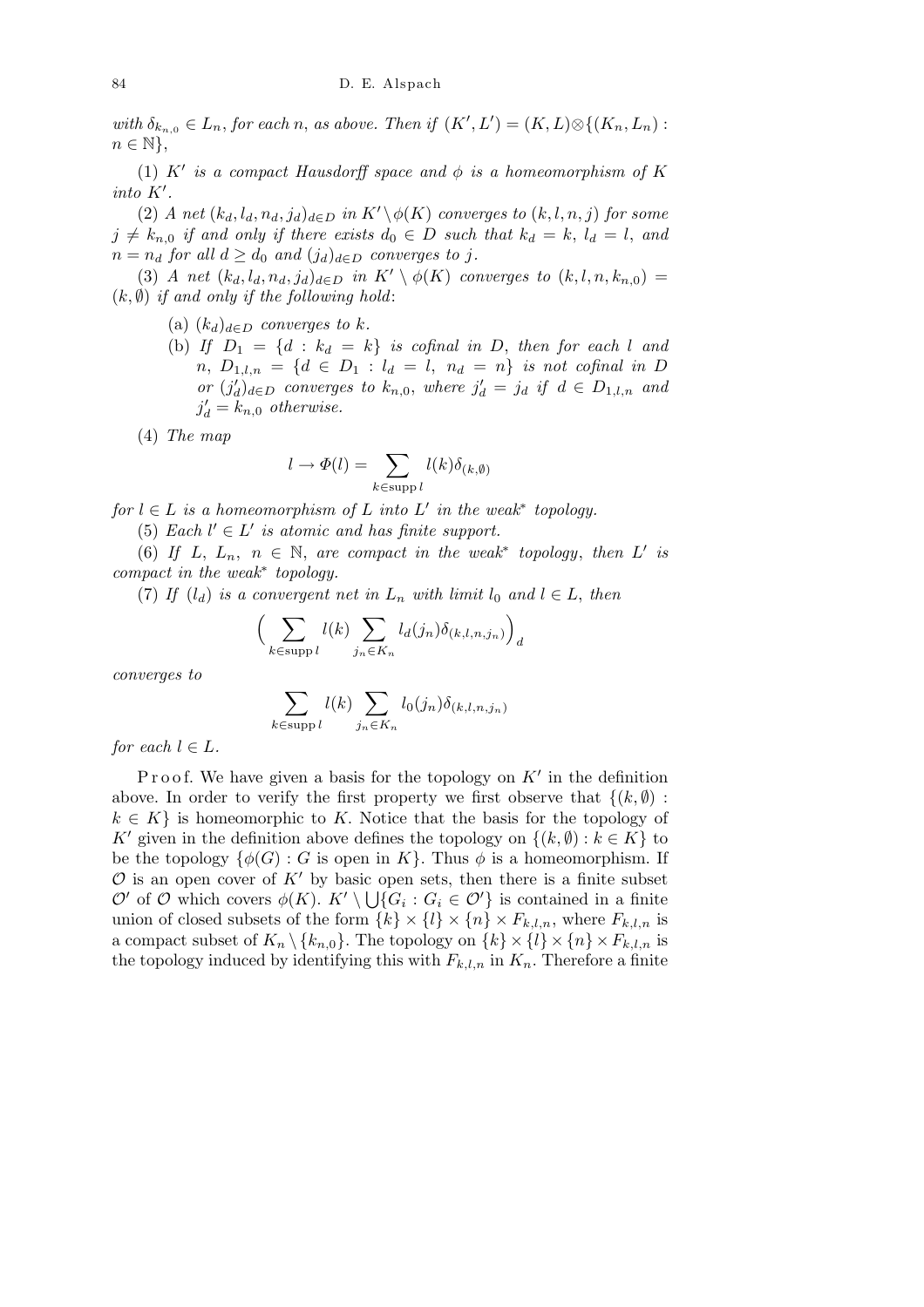*with $\delta_{k_{n,0}} \in L_n$, for each $n$, as above. Then if $(K', L') = (K, L) \otimes \{(K_n, L_n) : n \in \mathbb{N}\}$,*

(1) *$K'$ is a compact Hausdorff space and $\phi$ is a homeomorphism of $K$ into $K'$.*

(2) *A net $(k_d, l_d, n_d, j_d)_{d\in D}$ in $K' \setminus \phi(K)$ converges to $(k, l, n, j)$ for some $j \neq k_{n,0}$ if and only if there exists $d_0 \in D$ such that $k_d = k$, $l_d = l$, and $n = n_d$ for all $d \geq d_0$ and $(j_d)_{d\in D}$ converges to $j$.*

(3) *A net $(k_d, l_d, n_d, j_d)_{d\in D}$ in $K' \setminus \phi(K)$ converges to $(k, l, n, k_{n,0}) = (k, \emptyset)$ if and only if the following hold*:

- (a) *$(k_d)_{d\in D}$ converges to $k$.*
- (b) *If $D_1 = \{d : k_d = k\}$ is cofinal in $D$, then for each $l$ and $n$, $D_{1,l,n} = \{d \in D_1 : l_d = l,\ n_d = n\}$ is not cofinal in $D$ or $(j'_d)_{d\in D}$ converges to $k_{n,0}$, where $j'_d = j_d$ if $d \in D_{1,l,n}$ and $j'_d = k_{n,0}$ otherwise.*

(4) *The map*

$$l \to \Phi(l) = \sum_{k\in \operatorname{supp} l} l(k)\delta_{(k,\emptyset)}$$

*for $l \in L$ is a homeomorphism of $L$ into $L'$ in the weak\* topology.*

(5) *Each $l' \in L'$ is atomic and has finite support.*

(6) *If $L$, $L_n$, $n \in \mathbb{N}$, are compact in the weak\* topology, then $L'$ is compact in the weak\* topology.*

(7) *If $(l_d)$ is a convergent net in $L_n$ with limit $l_0$ and $l \in L$, then*

$$\Big(\sum_{k\in \operatorname{supp} l} l(k) \sum_{j_n\in K_n} l_d(j_n)\delta_{(k,l,n,j_n)}\Big)_d$$

*converges to*

$$\sum_{k\in \operatorname{supp} l} l(k) \sum_{j_n\in K_n} l_0(j_n)\delta_{(k,l,n,j_n)}$$

*for each $l \in L$.*

Proof. We have given a basis for the topology on $K'$ in the definition above. In order to verify the first property we first observe that $\{(k, \emptyset) : k \in K\}$ is homeomorphic to $K$. Notice that the basis for the topology of $K'$ given in the definition above defines the topology on $\{(k, \emptyset) : k \in K\}$ to be the topology $\{\phi(G) : G$ is open in $K\}$. Thus $\phi$ is a homeomorphism. If $\mathcal{O}$ is an open cover of $K'$ by basic open sets, then there is a finite subset $\mathcal{O}'$ of $\mathcal{O}$ which covers $\phi(K)$. $K' \setminus \bigcup\{G_i : G_i \in \mathcal{O}'\}$ is contained in a finite union of closed subsets of the form $\{k\} \times \{l\} \times \{n\} \times F_{k,l,n}$, where $F_{k,l,n}$ is a compact subset of $K_n \setminus \{k_{n,0}\}$. The topology on $\{k\} \times \{l\} \times \{n\} \times F_{k,l,n}$ is the topology induced by identifying this with $F_{k,l,n}$ in $K_n$. Therefore a finite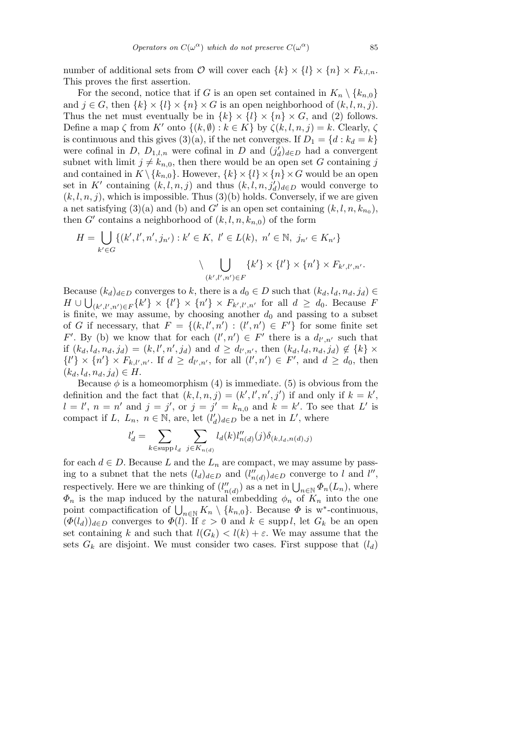number of additional sets from $\mathcal{O}$ will cover each $\{k\} \times \{l\} \times \{n\} \times F_{k,l,n}$. This proves the first assertion.

For the second, notice that if $G$ is an open set contained in $K_n \setminus \{k_{n,0}\}$ and $j \in G$, then $\{k\} \times \{l\} \times \{n\} \times G$ is an open neighborhood of $(k,l,n,j)$. Thus the net must eventually be in $\{k\} \times \{l\} \times \{n\} \times G$, and (2) follows. Define a map $\zeta$ from $K'$ onto $\{(k,\emptyset) : k \in K\}$ by $\zeta(k,l,n,j) = k$. Clearly, $\zeta$ is continuous and this gives (3)(a), if the net converges. If $D_1 = \{d : k_d = k\}$ were cofinal in $D$, $D_{1,l,n}$ were cofinal in $D$ and $(j'_d)_{d\in D}$ had a convergent subnet with limit $j \neq k_{n,0}$, then there would be an open set $G$ containing $j$ and contained in $K \setminus \{k_{n,0}\}$. However, $\{k\} \times \{l\} \times \{n\} \times G$ would be an open set in $K'$ containing $(k,l,n,j)$ and thus $(k,l,n,j'_d)_{d\in D}$ would converge to $(k,l,n,j)$, which is impossible. Thus (3)(b) holds. Conversely, if we are given a net satisfying (3)(a) and (b) and $G'$ is an open set containing $(k,l,n,k_{n_0})$, then $G'$ contains a neighborhood of $(k,l,n,k_{n,0})$ of the form

$$H = \bigcup_{k'\in G} \{(k',l',n',j_{n'}) : k' \in K,\ l' \in L(k),\ n' \in \mathbb{N},\ j_{n'} \in K_{n'}\} \setminus \bigcup_{(k',l',n')\in F} \{k'\} \times \{l'\} \times \{n'\} \times F_{k',l',n'}.$$

Because $(k_d)_{d\in D}$ converges to $k$, there is a $d_0 \in D$ such that $(k_d,l_d,n_d,j_d) \in H \cup \bigcup_{(k',l',n')\in F} \{k'\} \times \{l'\} \times \{n'\} \times F_{k',l',n'}$ for all $d \geq d_0$. Because $F$ is finite, we may assume, by choosing another $d_0$ and passing to a subset of $G$ if necessary, that $F = \{(k,l',n') : (l',n') \in F'\}$ for some finite set $F'$. By (b) we know that for each $(l',n') \in F'$ there is a $d_{l',n'}$ such that if $(k_d,l_d,n_d,j_d) = (k,l',n',j_d)$ and $d \geq d_{l',n'}$, then $(k_d,l_d,n_d,j_d) \notin \{k\} \times \{l'\} \times \{n'\} \times F_{k,l',n'}$. If $d \geq d_{l',n'}$, for all $(l',n') \in F'$, and $d \geq d_0$, then $(k_d,l_d,n_d,j_d) \in H$.

Because $\phi$ is a homeomorphism (4) is immediate. (5) is obvious from the definition and the fact that $(k,l,n,j) = (k',l',n',j')$ if and only if $k = k'$, $l = l'$, $n = n'$ and $j = j'$, or $j = j' = k_{n,0}$ and $k = k'$. To see that $L'$ is compact if $L$, $L_n$, $n \in \mathbb{N}$, are, let $(l'_d)_{d\in D}$ be a net in $L'$, where

$$l'_d = \sum_{k\in \operatorname{supp} l_d} \sum_{j\in K_{n(d)}} l_d(k) l''_{n(d)}(j) \delta_{(k,l_d,n(d),j)}$$

for each $d \in D$. Because $L$ and the $L_n$ are compact, we may assume by passing to a subnet that the nets $(l_d)_{d\in D}$ and $(l''_{n(d)})_{d\in D}$ converge to $l$ and $l''$, respectively. Here we are thinking of $(l''_{n(d)})$ as a net in $\bigcup_{n\in\mathbb{N}} \Phi_n(L_n)$, where $\Phi_n$ is the map induced by the natural embedding $\phi_n$ of $K_n$ into the one point compactification of $\bigcup_{n\in\mathbb{N}} K_n \setminus \{k_{n,0}\}$. Because $\Phi$ is w*-continuous, $(\Phi(l_d))_{d\in D}$ converges to $\Phi(l)$. If $\varepsilon > 0$ and $k \in \operatorname{supp} l$, let $G_k$ be an open set containing $k$ and such that $l(G_k) < l(k) + \varepsilon$. We may assume that the sets $G_k$ are disjoint. We must consider two cases. First suppose that $(l_d)$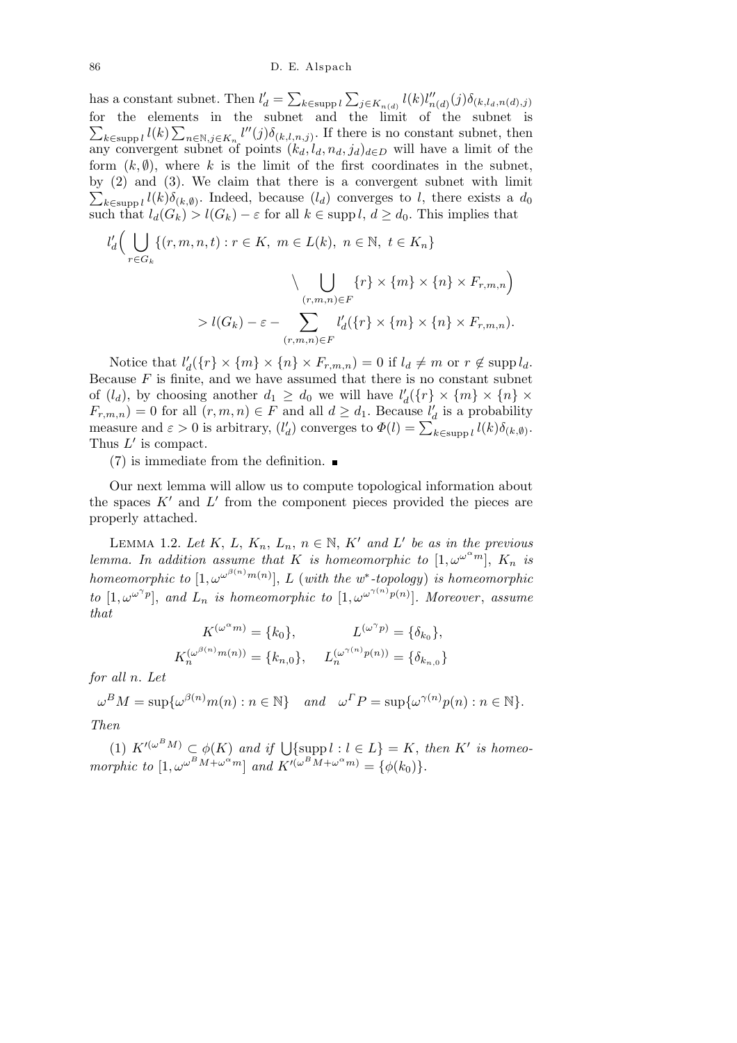has a constant subnet. Then $l'_d = \sum_{k\in\operatorname{supp} l}\sum_{j\in K_{n(d)}} l(k)l''_{n(d)}(j)\delta_{(k,l_d,n(d),j)}$ for the elements in the subnet and the limit of the subnet is $\sum_{k\in\operatorname{supp} l} l(k)\sum_{n\in\mathbb{N},j\in K_n} l''(j)\delta_{(k,l,n,j)}$. If there is no constant subnet, then any convergent subnet of points $(k_d,l_d,n_d,j_d)_{d\in D}$ will have a limit of the form $(k,\emptyset)$, where $k$ is the limit of the first coordinates in the subnet, by (2) and (3). We claim that there is a convergent subnet with limit $\sum_{k\in\operatorname{supp} l} l(k)\delta_{(k,\emptyset)}$. Indeed, because $(l_d)$ converges to $l$, there exists a $d_0$ such that $l_d(G_k) > l(G_k) - \varepsilon$ for all $k \in \operatorname{supp} l$, $d \ge d_0$. This implies that

$$
\begin{aligned}
l'_d\Big(\bigcup_{r\in G_k}&\{(r,m,n,t) : r\in K,\ m\in L(k),\ n\in\mathbb{N},\ t\in K_n\}\\
&\qquad\setminus \bigcup_{(r,m,n)\in F}\{r\}\times\{m\}\times\{n\}\times F_{r,m,n}\Big)\\
&> l(G_k) - \varepsilon - \sum_{(r,m,n)\in F} l'_d(\{r\}\times\{m\}\times\{n\}\times F_{r,m,n}).
\end{aligned}
$$

Notice that $l'_d(\{r\}\times\{m\}\times\{n\}\times F_{r,m,n}) = 0$ if $l_d \ne m$ or $r \notin \operatorname{supp} l_d$. Because $F$ is finite, and we have assumed that there is no constant subnet of $(l_d)$, by choosing another $d_1 \ge d_0$ we will have $l'_d(\{r\}\times\{m\}\times\{n\}\times F_{r,m,n}) = 0$ for all $(r,m,n)\in F$ and all $d \ge d_1$. Because $l'_d$ is a probability measure and $\varepsilon > 0$ is arbitrary, $(l'_d)$ converges to $\Phi(l) = \sum_{k\in\operatorname{supp} l} l(k)\delta_{(k,\emptyset)}$. Thus $L'$ is compact.

(7) is immediate from the definition. ∎

Our next lemma will allow us to compute topological information about the spaces $K'$ and $L'$ from the component pieces provided the pieces are properly attached.

Lemma 1.2. *Let $K$, $L$, $K_n$, $L_n$, $n\in\mathbb{N}$, $K'$ and $L'$ be as in the previous lemma. In addition assume that $K$ is homeomorphic to $[1,\omega^{\omega^\alpha m}]$, $K_n$ is homeomorphic to $[1,\omega^{\omega^{\beta(n)}m(n)}]$, $L$ (with the $w^*$-topology) is homeomorphic to $[1,\omega^{\omega^\gamma p}]$, and $L_n$ is homeomorphic to $[1,\omega^{\omega^{\gamma(n)}p(n)}]$. Moreover, assume that*

$$
K^{(\omega^\alpha m)} = \{k_0\},\qquad L^{(\omega^\gamma p)} = \{\delta_{k_0}\},
$$
$$
K_n^{(\omega^{\beta(n)}m(n))} = \{k_{n,0}\},\quad L_n^{(\omega^{\gamma(n)}p(n))} = \{\delta_{k_{n,0}}\}
$$

*for all $n$. Let*

$$
\omega^B M = \sup\{\omega^{\beta(n)}m(n) : n\in\mathbb{N}\}\quad\text{and}\quad \omega^\Gamma P = \sup\{\omega^{\gamma(n)}p(n) : n\in\mathbb{N}\}.
$$

*Then*

(1) *$K'^{(\omega^B M)} \subset \phi(K)$ and if $\bigcup\{\operatorname{supp} l : l\in L\} = K$, then $K'$ is homeomorphic to $[1,\omega^{\omega^B M+\omega^\alpha m}]$ and $K'^{(\omega^B M+\omega^\alpha m)} = \{\phi(k_0)\}$.*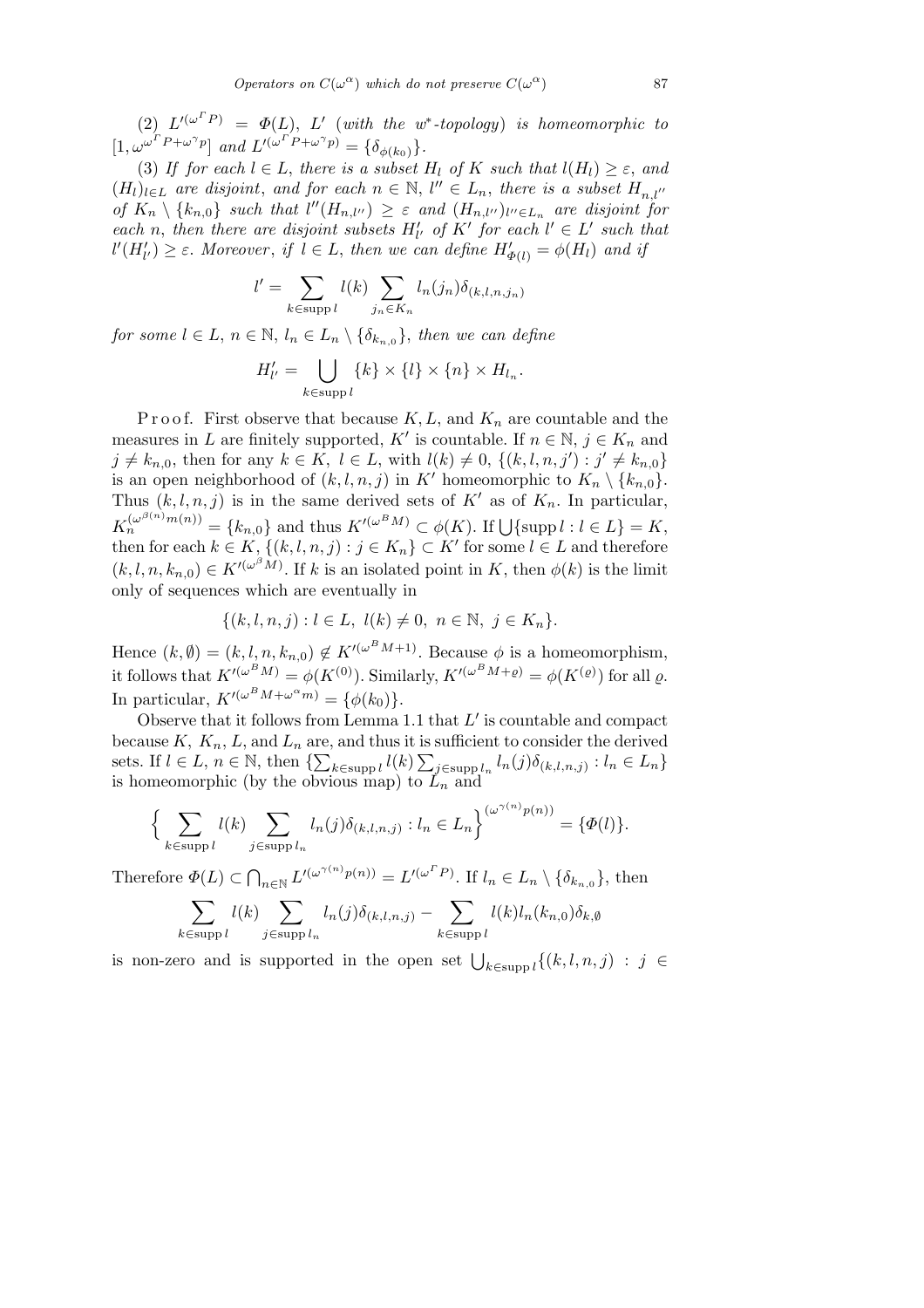(2) $L'^{(\omega^\Gamma P)} = \Phi(L)$, $L'$ (*with the* $w^*$-*topology*) *is homeomorphic to* $[1, \omega^{\omega^\Gamma P + \omega^\gamma p}]$ *and* $L'^{(\omega^\Gamma P + \omega^\gamma p)} = \{\delta_{\phi(k_0)}\}$.

(3) *If for each* $l \in L$, *there is a subset* $H_l$ *of* $K$ *such that* $l(H_l) \ge \varepsilon$, *and* $(H_l)_{l\in L}$ *are disjoint, and for each* $n \in \mathbb{N}$, $l'' \in L_n$, *there is a subset* $H_{n,l''}$ *of* $K_n \setminus \{k_{n,0}\}$ *such that* $l''(H_{n,l''}) \ge \varepsilon$ *and* $(H_{n,l''})_{l''\in L_n}$ *are disjoint for each* $n$, *then there are disjoint subsets* $H'_{l'}$ *of* $K'$ *for each* $l' \in L'$ *such that* $l'(H'_{l'}) \ge \varepsilon$. *Moreover, if* $l \in L$, *then we can define* $H'_{\Phi(l)} = \phi(H_l)$ *and if*

$$l' = \sum_{k\in \operatorname{supp} l} l(k) \sum_{j_n \in K_n} l_n(j_n)\delta_{(k,l,n,j_n)}$$

*for some* $l \in L$, $n \in \mathbb{N}$, $l_n \in L_n \setminus \{\delta_{k_{n,0}}\}$, *then we can define*

$$H'_{l'} = \bigcup_{k\in \operatorname{supp} l} \{k\} \times \{l\} \times \{n\} \times H_{l_n}.$$

Proof. First observe that because $K, L$, and $K_n$ are countable and the measures in $L$ are finitely supported, $K'$ is countable. If $n \in \mathbb{N}$, $j \in K_n$ and $j \ne k_{n,0}$, then for any $k \in K$, $l \in L$, with $l(k) \ne 0$, $\{(k,l,n,j') : j' \ne k_{n,0}\}$ is an open neighborhood of $(k,l,n,j)$ in $K'$ homeomorphic to $K_n \setminus \{k_{n,0}\}$. Thus $(k,l,n,j)$ is in the same derived sets of $K'$ as of $K_n$. In particular, $K_n^{(\omega^{\beta(n)} m(n))} = \{k_{n,0}\}$ and thus $K'^{(\omega^B M)} \subset \phi(K)$. If $\bigcup\{\operatorname{supp} l : l \in L\} = K$, then for each $k \in K$, $\{(k,l,n,j) : j \in K_n\} \subset K'$ for some $l \in L$ and therefore $(k,l,n,k_{n,0}) \in K'^{(\omega^\beta M)}$. If $k$ is an isolated point in $K$, then $\phi(k)$ is the limit only of sequences which are eventually in

$$\{(k,l,n,j) : l \in L,\ l(k) \ne 0,\ n \in \mathbb{N},\ j \in K_n\}.$$

Hence $(k,\emptyset) = (k,l,n,k_{n,0}) \notin K'^{(\omega^B M+1)}$. Because $\phi$ is a homeomorphism, it follows that $K'^{(\omega^B M)} = \phi(K^{(0)})$. Similarly, $K'^{(\omega^B M+\varrho)} = \phi(K^{(\varrho)})$ for all $\varrho$. In particular, $K'^{(\omega^B M+\omega^\alpha m)} = \{\phi(k_0)\}$.

Observe that it follows from Lemma 1.1 that $L'$ is countable and compact because $K$, $K_n$, $L$, and $L_n$ are, and thus it is sufficient to consider the derived sets. If $l \in L$, $n \in \mathbb{N}$, then $\{\sum_{k\in \operatorname{supp} l} l(k) \sum_{j\in \operatorname{supp} l_n} l_n(j)\delta_{(k,l,n,j)} : l_n \in L_n\}$ is homeomorphic (by the obvious map) to $L_n$ and

$$\Big\{ \sum_{k\in \operatorname{supp} l} l(k) \sum_{j\in \operatorname{supp} l_n} l_n(j)\delta_{(k,l,n,j)} : l_n \in L_n \Big\}^{(\omega^{\gamma(n)} p(n))} = \{\Phi(l)\}.$$

Therefore $\Phi(L) \subset \bigcap_{n\in\mathbb{N}} L'^{(\omega^{\gamma(n)} p(n))} = L'^{(\omega^\Gamma P)}$. If $l_n \in L_n \setminus \{\delta_{k_{n,0}}\}$, then

$$\sum_{k\in \operatorname{supp} l} l(k) \sum_{j\in \operatorname{supp} l_n} l_n(j)\delta_{(k,l,n,j)} - \sum_{k\in \operatorname{supp} l} l(k) l_n(k_{n,0})\delta_{k,\emptyset}$$

is non-zero and is supported in the open set $\bigcup_{k\in \operatorname{supp} l}\{(k,l,n,j) : j \in$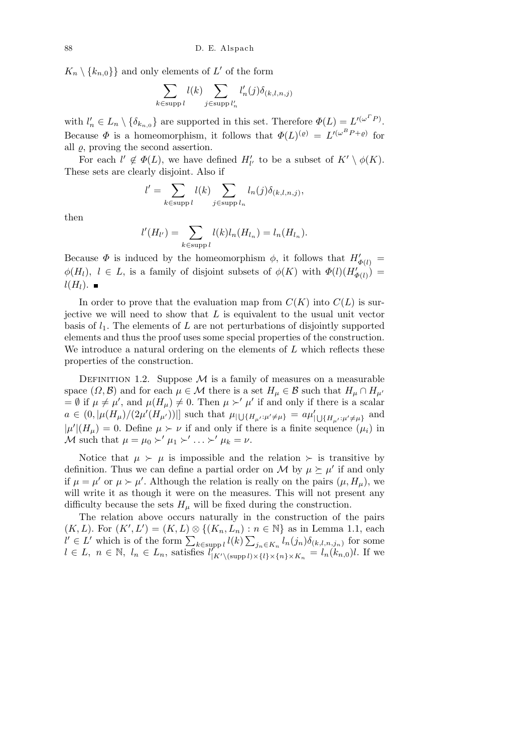$K_n \setminus \{k_{n,0}\}\}$ and only elements of $L'$ of the form

$$\sum_{k\in \operatorname{supp} l} l(k) \sum_{j\in \operatorname{supp} l'_n} l'_n(j)\delta_{(k,l,n,j)}$$

with $l'_n \in L_n \setminus \{\delta_{k_{n,0}}\}$ are supported in this set. Therefore $\Phi(L) = L'^{(\omega^\Gamma P)}$. Because $\Phi$ is a homeomorphism, it follows that $\Phi(L)^{(\varrho)} = L'^{(\omega^B P+\varrho)}$ for all $\varrho$, proving the second assertion.

For each $l' \notin \Phi(L)$, we have defined $H'_{l'}$ to be a subset of $K' \setminus \phi(K)$. These sets are clearly disjoint. Also if

$$l' = \sum_{k\in \operatorname{supp} l} l(k) \sum_{j\in \operatorname{supp} l_n} l_n(j)\delta_{(k,l,n,j)},$$

then

$$l'(H_{l'}) = \sum_{k\in \operatorname{supp} l} l(k) l_n(H_{l_n}) = l_n(H_{l_n}).$$

Because $\Phi$ is induced by the homeomorphism $\phi$, it follows that $H'_{\Phi(l)} = \phi(H_l)$, $l \in L$, is a family of disjoint subsets of $\phi(K)$ with $\Phi(l)(H'_{\Phi(l)}) = l(H_l)$. ∎

In order to prove that the evaluation map from $C(K)$ into $C(L)$ is surjective we will need to show that $L$ is equivalent to the usual unit vector basis of $l_1$. The elements of $L$ are not perturbations of disjointly supported elements and thus the proof uses some special properties of the construction. We introduce a natural ordering on the elements of $L$ which reflects these properties of the construction.

Definition 1.2. Suppose $\mathcal{M}$ is a family of measures on a measurable space $(\Omega, \mathcal{B})$ and for each $\mu \in \mathcal{M}$ there is a set $H_\mu \in \mathcal{B}$ such that $H_\mu \cap H_{\mu'} = \emptyset$ if $\mu \neq \mu'$, and $\mu(H_\mu) \neq 0$. Then $\mu \succ' \mu'$ if and only if there is a scalar $a \in (0, |\mu(H_\mu)/(2\mu'(H_{\mu'}))|]$ such that $\mu_{|\bigcup\{H_{\mu'}:\mu'\neq\mu\}} = a\mu'_{|\bigcup\{H_{\mu'}:\mu'\neq\mu\}}$ and $|\mu'|(H_\mu) = 0$. Define $\mu \succ \nu$ if and only if there is a finite sequence $(\mu_i)$ in $\mathcal{M}$ such that $\mu = \mu_0 \succ' \mu_1 \succ' \ldots \succ' \mu_k = \nu$.

Notice that $\mu \succ \mu$ is impossible and the relation $\succ$ is transitive by definition. Thus we can define a partial order on $\mathcal{M}$ by $\mu \succeq \mu'$ if and only if $\mu = \mu'$ or $\mu \succ \mu'$. Although the relation is really on the pairs $(\mu, H_\mu)$, we will write it as though it were on the measures. This will not present any difficulty because the sets $H_\mu$ will be fixed during the construction.

The relation above occurs naturally in the construction of the pairs $(K, L)$. For $(K', L') = (K, L) \otimes \{(K_n, L_n) : n \in \mathbb{N}\}$ as in Lemma 1.1, each $l' \in L'$ which is of the form $\sum_{k\in \operatorname{supp} l} l(k) \sum_{j_n\in K_n} l_n(j_n)\delta_{(k,l,n,j_n)}$ for some $l \in L$, $n \in \mathbb{N}$, $l_n \in L_n$, satisfies $l'_{|K'\setminus(\operatorname{supp} l)\times\{l\}\times\{n\}\times K_n} = l_n(k_{n,0})l$. If we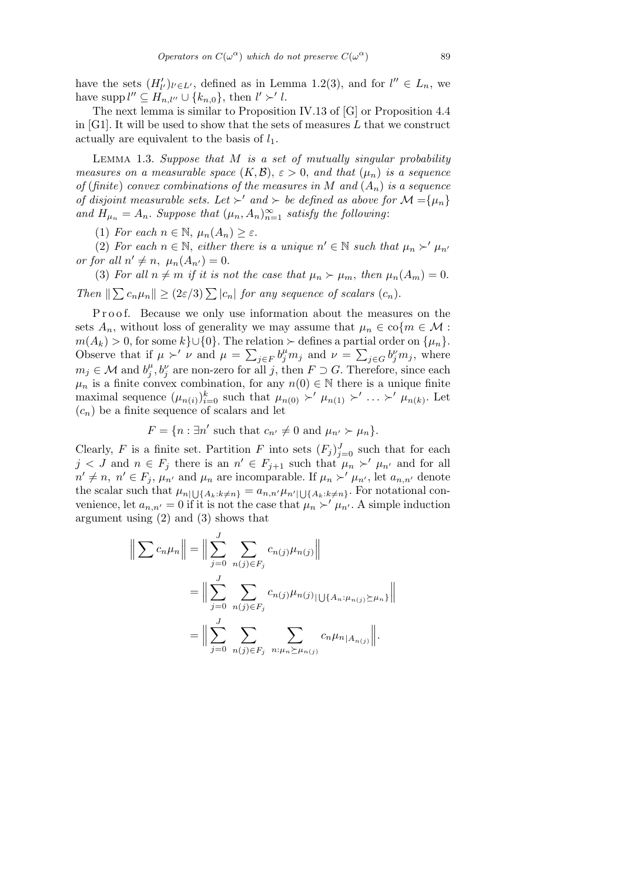have the sets $(H'_{l'})_{l' \in L'}$, defined as in Lemma 1.2(3), and for $l'' \in L_n$, we have $\operatorname{supp} l'' \subseteq H_{n,l''} \cup \{k_{n,0}\}$, then $l' \succ' l$.

The next lemma is similar to Proposition IV.13 of [G] or Proposition 4.4 in [G1]. It will be used to show that the sets of measures $L$ that we construct actually are equivalent to the basis of $l_1$.

Lemma 1.3. *Suppose that $M$ is a set of mutually singular probability measures on a measurable space $(K, \mathcal{B})$, $\varepsilon > 0$, and that $(\mu_n)$ is a sequence of (finite) convex combinations of the measures in $M$ and $(A_n)$ is a sequence of disjoint measurable sets. Let $\succ'$ and $\succ$ be defined as above for $\mathcal{M} = \{\mu_n\}$ and $H_{\mu_n} = A_n$. Suppose that $(\mu_n, A_n)_{n=1}^{\infty}$ satisfy the following*:

(1) *For each $n \in \mathbb{N}$, $\mu_n(A_n) \geq \varepsilon$.*

(2) *For each $n \in \mathbb{N}$, either there is a unique $n' \in \mathbb{N}$ such that $\mu_n \succ' \mu_{n'}$ or for all $n' \neq n$, $\mu_n(A_{n'}) = 0$.*

(3) *For all $n \neq m$ if it is not the case that $\mu_n \succ \mu_m$, then $\mu_n(A_m) = 0$.*

*Then $\|\sum c_n \mu_n\| \geq (2\varepsilon/3) \sum |c_n|$ for any sequence of scalars $(c_n)$.*

Proof. Because we only use information about the measures on the sets $A_n$, without loss of generality we may assume that $\mu_n \in \operatorname{co}\{m \in \mathcal{M} : m(A_k) > 0$, for some $k\} \cup \{0\}$. The relation $\succ$ defines a partial order on $\{\mu_n\}$. Observe that if $\mu \succ' \nu$ and $\mu = \sum_{j \in F} b_j^{\mu} m_j$ and $\nu = \sum_{j \in G} b_j^{\nu} m_j$, where $m_j \in \mathcal{M}$ and $b_j^{\mu}, b_j^{\nu}$ are non-zero for all $j$, then $F \supset G$. Therefore, since each $\mu_n$ is a finite convex combination, for any $n(0) \in \mathbb{N}$ there is a unique finite maximal sequence $(\mu_{n(i)})_{i=0}^{k}$ such that $\mu_{n(0)} \succ' \mu_{n(1)} \succ' \ldots \succ' \mu_{n(k)}$. Let $(c_n)$ be a finite sequence of scalars and let

$$F = \{n : \exists n' \text{ such that } c_{n'} \neq 0 \text{ and } \mu_{n'} \succ \mu_n\}.$$

Clearly, $F$ is a finite set. Partition $F$ into sets $(F_j)_{j=0}^{J}$ such that for each $j < J$ and $n \in F_j$ there is an $n' \in F_{j+1}$ such that $\mu_n \succ' \mu_{n'}$ and for all $n' \neq n$, $n' \in F_j$, $\mu_{n'}$ and $\mu_n$ are incomparable. If $\mu_n \succ' \mu_{n'}$, let $a_{n,n'}$ denote the scalar such that $\mu_{n | \bigcup\{A_k : k \neq n\}} = a_{n,n'} \mu_{n' | \bigcup\{A_k : k \neq n\}}$. For notational convenience, let $a_{n,n'} = 0$ if it is not the case that $\mu_n \succ' \mu_{n'}$. A simple induction argument using (2) and (3) shows that

$$\begin{aligned}
\Big\|\sum c_n \mu_n\Big\| &= \Big\|\sum_{j=0}^{J} \sum_{n(j) \in F_j} c_{n(j)} \mu_{n(j)}\Big\| \\
&= \Big\|\sum_{j=0}^{J} \sum_{n(j) \in F_j} c_{n(j)} \mu_{n(j) | \bigcup\{A_n : \mu_{n(j)} \succeq \mu_n\}}\Big\| \\
&= \Big\|\sum_{j=0}^{J} \sum_{n(j) \in F_j} \sum_{n : \mu_n \succeq \mu_{n(j)}} c_n \mu_{n | A_{n(j)}}\Big\|.
\end{aligned}$$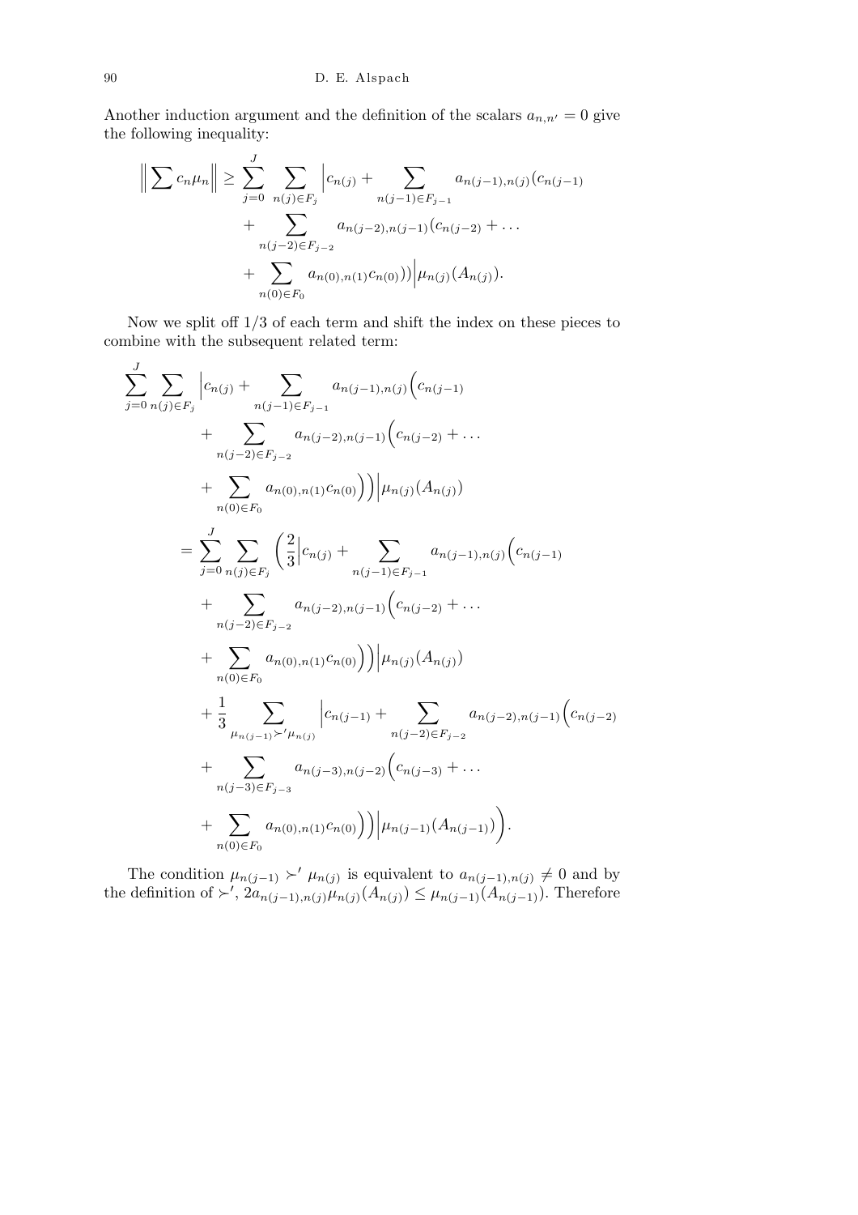Another induction argument and the definition of the scalars $a_{n,n'} = 0$ give the following inequality:

$$
\begin{aligned}
\Big\| \sum c_n \mu_n \Big\| \geq \sum_{j=0}^{J} \sum_{n(j)\in F_j} \Big| c_{n(j)} &+ \sum_{n(j-1)\in F_{j-1}} a_{n(j-1),n(j)} (c_{n(j-1)} \\
&+ \sum_{n(j-2)\in F_{j-2}} a_{n(j-2),n(j-1)} (c_{n(j-2)} + \ldots \\
&+ \sum_{n(0)\in F_0} a_{n(0),n(1)} c_{n(0)})) \Big| \mu_{n(j)}(A_{n(j)}).
\end{aligned}
$$

Now we split off 1/3 of each term and shift the index on these pieces to combine with the subsequent related term:

$$
\begin{aligned}
\sum_{j=0}^{J} \sum_{n(j)\in F_j} \Big| c_{n(j)} &+ \sum_{n(j-1)\in F_{j-1}} a_{n(j-1),n(j)} \Big( c_{n(j-1)} \\
&+ \sum_{n(j-2)\in F_{j-2}} a_{n(j-2),n(j-1)} \Big( c_{n(j-2)} + \ldots \\
&+ \sum_{n(0)\in F_0} a_{n(0),n(1)} c_{n(0)} \Big)\Big) \Big| \mu_{n(j)}(A_{n(j)}) \\
= \sum_{j=0}^{J} \sum_{n(j)\in F_j} \bigg( \frac{2}{3} \Big| c_{n(j)} &+ \sum_{n(j-1)\in F_{j-1}} a_{n(j-1),n(j)} \Big( c_{n(j-1)} \\
&+ \sum_{n(j-2)\in F_{j-2}} a_{n(j-2),n(j-1)} \Big( c_{n(j-2)} + \ldots \\
&+ \sum_{n(0)\in F_0} a_{n(0),n(1)} c_{n(0)} \Big)\Big) \Big| \mu_{n(j)}(A_{n(j)}) \\
&+ \frac{1}{3} \sum_{\mu_{n(j-1)} \succ' \mu_{n(j)}} \Big| c_{n(j-1)} + \sum_{n(j-2)\in F_{j-2}} a_{n(j-2),n(j-1)} \Big( c_{n(j-2)} \\
&+ \sum_{n(j-3)\in F_{j-3}} a_{n(j-3),n(j-2)} \Big( c_{n(j-3)} + \ldots \\
&+ \sum_{n(0)\in F_0} a_{n(0),n(1)} c_{n(0)} \Big)\Big) \Big| \mu_{n(j-1)}(A_{n(j-1)}) \bigg).
\end{aligned}
$$

The condition $\mu_{n(j-1)} \succ' \mu_{n(j)}$ is equivalent to $a_{n(j-1),n(j)} \neq 0$ and by the definition of $\succ'$, $2a_{n(j-1),n(j)}\mu_{n(j)}(A_{n(j)}) \leq \mu_{n(j-1)}(A_{n(j-1)})$. Therefore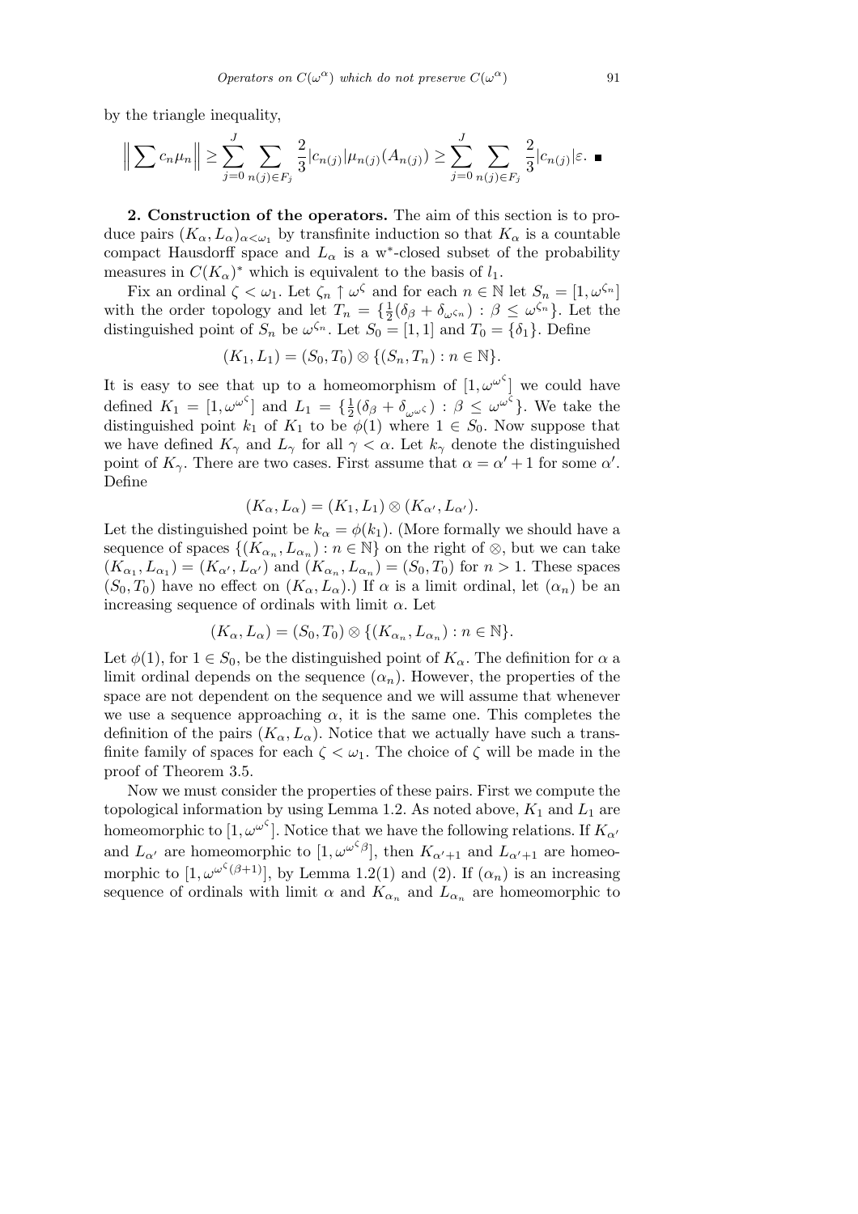by the triangle inequality,

$$\Big\| \sum c_n \mu_n \Big\| \geq \sum_{j=0}^{J} \sum_{n(j)\in F_j} \frac{2}{3} |c_{n(j)}| |\mu_{n(j)}(A_{n(j)}) \geq \sum_{j=0}^{J} \sum_{n(j)\in F_j} \frac{2}{3} |c_{n(j)}| \varepsilon. \ \blacksquare$$

**2. Construction of the operators.** The aim of this section is to produce pairs $(K_\alpha, L_\alpha)_{\alpha<\omega_1}$ by transfinite induction so that $K_\alpha$ is a countable compact Hausdorff space and $L_\alpha$ is a w*-closed subset of the probability measures in $C(K_\alpha)^*$ which is equivalent to the basis of $l_1$.

Fix an ordinal $\zeta < \omega_1$. Let $\zeta_n \uparrow \omega^\zeta$ and for each $n \in \mathbb{N}$ let $S_n = [1, \omega^{\zeta_n}]$ with the order topology and let $T_n = \{\frac{1}{2}(\delta_\beta + \delta_{\omega^{\zeta_n}}) : \beta \leq \omega^{\zeta_n}\}$. Let the distinguished point of $S_n$ be $\omega^{\zeta_n}$. Let $S_0 = [1,1]$ and $T_0 = \{\delta_1\}$. Define

$$(K_1, L_1) = (S_0, T_0) \otimes \{(S_n, T_n) : n \in \mathbb{N}\}.$$

It is easy to see that up to a homeomorphism of $[1, \omega^{\omega^\zeta}]$ we could have defined $K_1 = [1, \omega^{\omega^\zeta}]$ and $L_1 = \{\frac{1}{2}(\delta_\beta + \delta_{\omega^{\omega^\zeta}}) : \beta \leq \omega^{\omega^\zeta}\}$. We take the distinguished point $k_1$ of $K_1$ to be $\phi(1)$ where $1 \in S_0$. Now suppose that we have defined $K_\gamma$ and $L_\gamma$ for all $\gamma < \alpha$. Let $k_\gamma$ denote the distinguished point of $K_\gamma$. There are two cases. First assume that $\alpha = \alpha' + 1$ for some $\alpha'$. Define

$$(K_\alpha, L_\alpha) = (K_1, L_1) \otimes (K_{\alpha'}, L_{\alpha'}).$$

Let the distinguished point be $k_\alpha = \phi(k_1)$. (More formally we should have a sequence of spaces $\{(K_{\alpha_n}, L_{\alpha_n}) : n \in \mathbb{N}\}$ on the right of $\otimes$, but we can take $(K_{\alpha_1}, L_{\alpha_1}) = (K_{\alpha'}, L_{\alpha'})$ and $(K_{\alpha_n}, L_{\alpha_n}) = (S_0, T_0)$ for $n > 1$. These spaces $(S_0, T_0)$ have no effect on $(K_\alpha, L_\alpha)$.) If $\alpha$ is a limit ordinal, let $(\alpha_n)$ be an increasing sequence of ordinals with limit $\alpha$. Let

$$(K_\alpha, L_\alpha) = (S_0, T_0) \otimes \{(K_{\alpha_n}, L_{\alpha_n}) : n \in \mathbb{N}\}.$$

Let $\phi(1)$, for $1 \in S_0$, be the distinguished point of $K_\alpha$. The definition for $\alpha$ a limit ordinal depends on the sequence $(\alpha_n)$. However, the properties of the space are not dependent on the sequence and we will assume that whenever we use a sequence approaching $\alpha$, it is the same one. This completes the definition of the pairs $(K_\alpha, L_\alpha)$. Notice that we actually have such a transfinite family of spaces for each $\zeta < \omega_1$. The choice of $\zeta$ will be made in the proof of Theorem 3.5.

Now we must consider the properties of these pairs. First we compute the topological information by using Lemma 1.2. As noted above, $K_1$ and $L_1$ are homeomorphic to $[1, \omega^{\omega^\zeta}]$. Notice that we have the following relations. If $K_{\alpha'}$ and $L_{\alpha'}$ are homeomorphic to $[1, \omega^{\omega^\zeta \beta}]$, then $K_{\alpha'+1}$ and $L_{\alpha'+1}$ are homeomorphic to $[1, \omega^{\omega^\zeta(\beta+1)}]$, by Lemma 1.2(1) and (2). If $(\alpha_n)$ is an increasing sequence of ordinals with limit $\alpha$ and $K_{\alpha_n}$ and $L_{\alpha_n}$ are homeomorphic to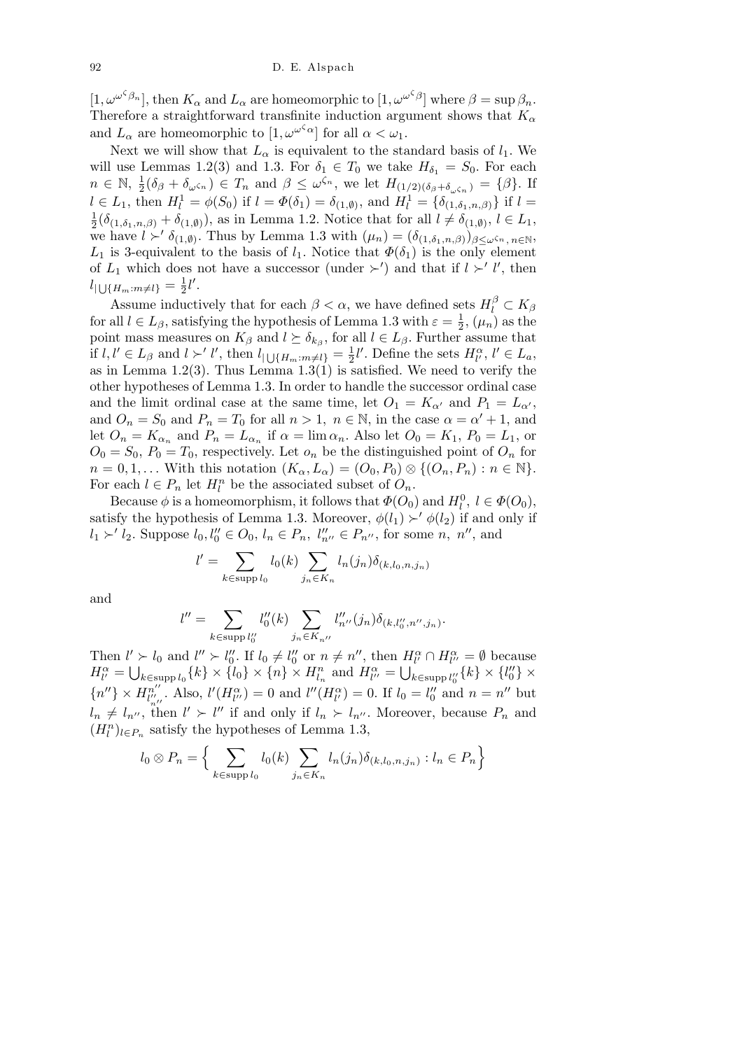$[1, \omega^{\omega^{\zeta}\beta_n}]$, then $K_\alpha$ and $L_\alpha$ are homeomorphic to $[1, \omega^{\omega^{\zeta}\beta}]$ where $\beta = \sup \beta_n$. Therefore a straightforward transfinite induction argument shows that $K_\alpha$ and $L_\alpha$ are homeomorphic to $[1, \omega^{\omega^{\zeta}\alpha}]$ for all $\alpha < \omega_1$.

Next we will show that $L_\alpha$ is equivalent to the standard basis of $l_1$. We will use Lemmas 1.2(3) and 1.3. For $\delta_1 \in T_0$ we take $H_{\delta_1} = S_0$. For each $n \in \mathbb{N}$, $\frac{1}{2}(\delta_\beta + \delta_{\omega^{\zeta_n}}) \in T_n$ and $\beta \le \omega^{\zeta_n}$, we let $H_{(1/2)(\delta_\beta + \delta_{\omega^{\zeta_n}})} = \{\beta\}$. If $l \in L_1$, then $H^1_l = \phi(S_0)$ if $l = \Phi(\delta_1) = \delta_{(1,\emptyset)}$, and $H^1_l = \{\delta_{(1,\delta_1,n,\beta)}\}$ if $l = \frac{1}{2}(\delta_{(1,\delta_1,n,\beta)} + \delta_{(1,\emptyset)})$, as in Lemma 1.2. Notice that for all $l \neq \delta_{(1,\emptyset)}$, $l \in L_1$, we have $l \succ' \delta_{(1,\emptyset)}$. Thus by Lemma 1.3 with $(\mu_n) = (\delta_{(1,\delta_1,n,\beta)})_{\beta \le \omega^{\zeta_n},\, n \in \mathbb{N}}$, $L_1$ is 3-equivalent to the basis of $l_1$. Notice that $\Phi(\delta_1)$ is the only element of $L_1$ which does not have a successor (under $\succ'$) and that if $l \succ' l'$, then $l_{|\bigcup\{H_m : m \neq l\}} = \frac{1}{2}l'$.

Assume inductively that for each $\beta < \alpha$, we have defined sets $H^\beta_l \subset K_\beta$ for all $l \in L_\beta$, satisfying the hypothesis of Lemma 1.3 with $\varepsilon = \frac{1}{2}$, $(\mu_n)$ as the point mass measures on $K_\beta$ and $l \succeq \delta_{k_\beta}$, for all $l \in L_\beta$. Further assume that if $l, l' \in L_\beta$ and $l \succ' l'$, then $l_{|\bigcup\{H_m : m \neq l\}} = \frac{1}{2}l'$. Define the sets $H^\alpha_{l'}$, $l' \in L_a$, as in Lemma 1.2(3). Thus Lemma 1.3(1) is satisfied. We need to verify the other hypotheses of Lemma 1.3. In order to handle the successor ordinal case and the limit ordinal case at the same time, let $O_1 = K_{\alpha'}$ and $P_1 = L_{\alpha'}$, and $O_n = S_0$ and $P_n = T_0$ for all $n > 1$, $n \in \mathbb{N}$, in the case $\alpha = \alpha' + 1$, and let $O_n = K_{\alpha_n}$ and $P_n = L_{\alpha_n}$ if $\alpha = \lim \alpha_n$. Also let $O_0 = K_1$, $P_0 = L_1$, or $O_0 = S_0$, $P_0 = T_0$, respectively. Let $o_n$ be the distinguished point of $O_n$ for $n = 0, 1, \ldots$ With this notation $(K_\alpha, L_\alpha) = (O_0, P_0) \otimes \{(O_n, P_n) : n \in \mathbb{N}\}$. For each $l \in P_n$ let $H^n_l$ be the associated subset of $O_n$.

Because $\phi$ is a homeomorphism, it follows that $\Phi(O_0)$ and $H^0_l$, $l \in \Phi(O_0)$, satisfy the hypothesis of Lemma 1.3. Moreover, $\phi(l_1) \succ' \phi(l_2)$ if and only if $l_1 \succ' l_2$. Suppose $l_0, l''_0 \in O_0$, $l_n \in P_n$, $l''_{n''} \in P_{n''}$, for some $n$, $n''$, and

$$l' = \sum_{k \in \operatorname{supp} l_0} l_0(k) \sum_{j_n \in K_n} l_n(j_n) \delta_{(k, l_0, n, j_n)}$$

and

$$l'' = \sum_{k \in \operatorname{supp} l''_0} l''_0(k) \sum_{j_n \in K_{n''}} l''_{n''}(j_n) \delta_{(k, l''_0, n'', j_n)}.$$

Then $l' \succ l_0$ and $l'' \succ l''_0$. If $l_0 \neq l''_0$ or $n \neq n''$, then $H^\alpha_{l'} \cap H^\alpha_{l''} = \emptyset$ because $H^\alpha_{l'} = \bigcup_{k \in \operatorname{supp} l_0} \{k\} \times \{l_0\} \times \{n\} \times H^n_{l_n}$ and $H^\alpha_{l''} = \bigcup_{k \in \operatorname{supp} l''_0} \{k\} \times \{l''_0\} \times \{n''\} \times H^{n''}_{l''_{n''}}$. Also, $l'(H^\alpha_{l''}) = 0$ and $l''(H^\alpha_{l'}) = 0$. If $l_0 = l''_0$ and $n = n''$ but $l_n \neq l_{n''}$, then $l' \succ l''$ if and only if $l_n \succ l_{n''}$. Moreover, because $P_n$ and $(H^n_l)_{l \in P_n}$ satisfy the hypotheses of Lemma 1.3,

$$l_0 \otimes P_n = \Big\{ \sum_{k \in \operatorname{supp} l_0} l_0(k) \sum_{j_n \in K_n} l_n(j_n) \delta_{(k, l_0, n, j_n)} : l_n \in P_n \Big\}$$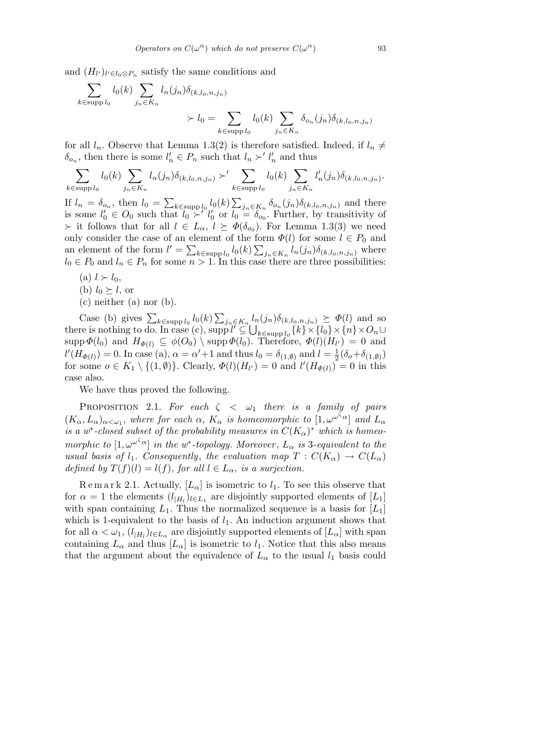and $(H_{l'})_{l' \in l_0 \otimes P_n}$ satisfy the same conditions and

$$\sum_{k \in \operatorname{supp} l_0} l_0(k) \sum_{j_n \in K_n} l_n(j_n) \delta_{(k,l_0,n,j_n)} \succ l_0 = \sum_{k \in \operatorname{supp} l_0} l_0(k) \sum_{j_n \in K_n} \delta_{o_n}(j_n) \delta_{(k,l_0,n,j_n)}$$

for all $l_n$. Observe that Lemma 1.3(2) is therefore satisfied. Indeed, if $l_n \neq \delta_{o_n}$, then there is some $l'_n \in P_n$ such that $l_n \succ' l'_n$ and thus

$$\sum_{k \in \operatorname{supp} l_0} l_0(k) \sum_{j_n \in K_n} l_n(j_n) \delta_{(k,l_0,n,j_n)} \succ' \sum_{k \in \operatorname{supp} l_0} l_0(k) \sum_{j_n \in K_n} l'_n(j_n) \delta_{(k,l_0,n,j_n)}.$$

If $l_n = \delta_{o_n}$, then $l_0 = \sum_{k \in \operatorname{supp} l_0} l_0(k) \sum_{j_n \in K_n} \delta_{o_n}(j_n) \delta_{(k,l_0,n,j_n)}$ and there is some $l'_0 \in O_0$ such that $l_0 \succ' l'_0$ or $l_0 = \delta_{o_0}$. Further, by transitivity of $\succ$ it follows that for all $l \in L_\alpha$, $l \succeq \Phi(\delta_{o_0})$. For Lemma 1.3(3) we need only consider the case of an element of the form $\Phi(l)$ for some $l \in P_0$ and an element of the form $l' = \sum_{k \in \operatorname{supp} l_0} l_0(k) \sum_{j_n \in K_n} l_n(j_n) \delta_{(k,l_0,n,j_n)}$ where $l_0 \in P_0$ and $l_n \in P_n$ for some $n > 1$. In this case there are three possibilities:

(a) $l \succ l_0$,

(b) $l_0 \succeq l$, or

(c) neither (a) nor (b).

Case (b) gives $\sum_{k \in \operatorname{supp} l_0} l_0(k) \sum_{j_n \in K_n} l_n(j_n) \delta_{(k,l_0,n,j_n)} \succeq \Phi(l)$ and so there is nothing to do. In case (c), $\operatorname{supp} l' \subseteq \bigcup_{k \in \operatorname{supp} l_0} \{k\} \times \{l_0\} \times \{n\} \times O_n \cup \operatorname{supp} \Phi(l_0)$ and $H_{\Phi(l)} \subseteq \phi(O_0) \setminus \operatorname{supp} \Phi(l_0)$. Therefore, $\Phi(l)(H_{l'}) = 0$ and $l'(H_{\Phi(l)}) = 0$. In case (a), $\alpha = \alpha' + 1$ and thus $l_0 = \delta_{(1,\emptyset)}$ and $l = \frac{1}{2}(\delta_o + \delta_{(1,\emptyset)})$ for some $o \in K_1 \setminus \{(1,\emptyset)\}$. Clearly, $\Phi(l)(H_{l'}) = 0$ and $l'(H_{\Phi(l)}) = 0$ in this case also.

We have thus proved the following.

Proposition 2.1. *For each $\zeta < \omega_1$ there is a family of pairs $(K_\alpha, L_\alpha)_{\alpha < \omega_1}$, where for each $\alpha$, $K_\alpha$ is homeomorphic to $[1, \omega^{\omega^\zeta \alpha}]$ and $L_\alpha$ is a $w^*$-closed subset of the probability measures in $C(K_\alpha)^*$ which is homeomorphic to $[1, \omega^{\omega^\zeta \alpha}]$ in the $w^*$-topology. Moreover, $L_\alpha$ is 3-equivalent to the usual basis of $l_1$. Consequently, the evaluation map $T : C(K_\alpha) \to C(L_\alpha)$ defined by $T(f)(l) = l(f)$, for all $l \in L_\alpha$, is a surjection.*

Remark 2.1. Actually, $[L_\alpha]$ is isometric to $l_1$. To see this observe that for $\alpha = 1$ the elements $(l_{|H_l})_{l \in L_1}$ are disjointly supported elements of $[L_1]$ with span containing $L_1$. Thus the normalized sequence is a basis for $[L_1]$ which is 1-equivalent to the basis of $l_1$. An induction argument shows that for all $\alpha < \omega_1$, $(l_{|H_l})_{l \in L_\alpha}$ are disjointly supported elements of $[L_\alpha]$ with span containing $L_\alpha$ and thus $[L_\alpha]$ is isometric to $l_1$. Notice that this also means that the argument about the equivalence of $L_\alpha$ to the usual $l_1$ basis could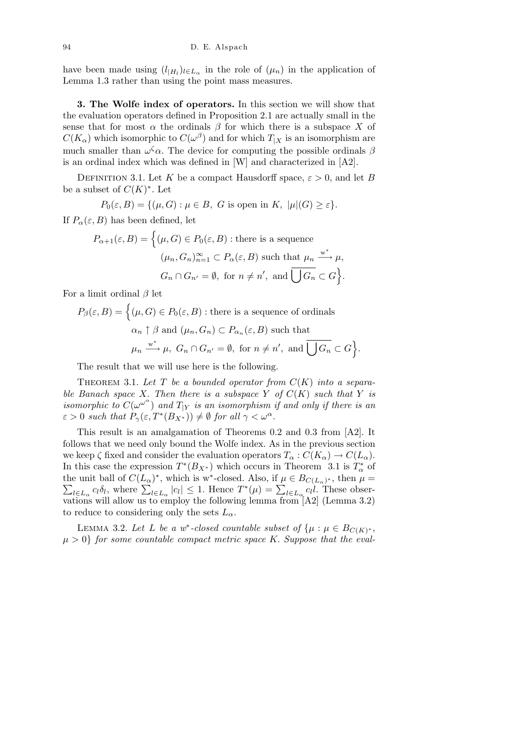have been made using $(l_{|H_l})_{l\in L_\alpha}$ in the role of $(\mu_n)$ in the application of Lemma 1.3 rather than using the point mass measures.

**3. The Wolfe index of operators.** In this section we will show that the evaluation operators defined in Proposition 2.1 are actually small in the sense that for most $\alpha$ the ordinals $\beta$ for which there is a subspace $X$ of $C(K_\alpha)$ which isomorphic to $C(\omega^\beta)$ and for which $T_{|X}$ is an isomorphism are much smaller than $\omega^\zeta\alpha$. The device for computing the possible ordinals $\beta$ is an ordinal index which was defined in [W] and characterized in [A2].

Definition 3.1. Let $K$ be a compact Hausdorff space, $\varepsilon > 0$, and let $B$ be a subset of $C(K)^*$. Let

$$P_0(\varepsilon, B) = \{(\mu, G) : \mu \in B,\ G \text{ is open in } K,\ |\mu|(G) \geq \varepsilon\}.$$

If $P_\alpha(\varepsilon, B)$ has been defined, let

$$P_{\alpha+1}(\varepsilon, B) = \Big\{(\mu, G) \in P_0(\varepsilon, B) : \text{there is a sequence } (\mu_n, G_n)_{n=1}^\infty \subset P_\alpha(\varepsilon, B) \text{ such that } \mu_n \xrightarrow{\text{w}^*} \mu,\ G_n \cap G_{n'} = \emptyset, \text{ for } n \neq n', \text{ and } \overline{\bigcup G_n} \subset G\Big\}.$$

For a limit ordinal $\beta$ let

$$P_\beta(\varepsilon, B) = \Big\{(\mu, G) \in P_0(\varepsilon, B) : \text{there is a sequence of ordinals } \alpha_n \uparrow \beta \text{ and } (\mu_n, G_n) \subset P_{\alpha_n}(\varepsilon, B) \text{ such that } \mu_n \xrightarrow{\text{w}^*} \mu,\ G_n \cap G_{n'} = \emptyset, \text{ for } n \neq n', \text{ and } \overline{\bigcup G_n} \subset G\Big\}.$$

The result that we will use here is the following.

Theorem 3.1. *Let $T$ be a bounded operator from $C(K)$ into a separable Banach space $X$. Then there is a subspace $Y$ of $C(K)$ such that $Y$ is isomorphic to $C(\omega^{\omega^\alpha})$ and $T_{|Y}$ is an isomorphism if and only if there is an $\varepsilon > 0$ such that $P_\gamma(\varepsilon, T^*(B_{X^*})) \neq \emptyset$ for all $\gamma < \omega^\alpha$.*

This result is an amalgamation of Theorems 0.2 and 0.3 from [A2]. It follows that we need only bound the Wolfe index. As in the previous section we keep $\zeta$ fixed and consider the evaluation operators $T_\alpha : C(K_\alpha) \to C(L_\alpha)$. In this case the expression $T^*(B_{X^*})$ which occurs in Theorem 3.1 is $T_\alpha^*$ of the unit ball of $C(L_\alpha)^*$, which is w\*-closed. Also, if $\mu \in B_{C(L_\alpha)^*}$, then $\mu = \sum_{l\in L_\alpha} c_l\delta_l$, where $\sum_{l\in L_\alpha} |c_l| \leq 1$. Hence $T^*(\mu) = \sum_{l\in L_\alpha} c_l l$. These observations will allow us to employ the following lemma from [A2] (Lemma 3.2) to reduce to considering only the sets $L_\alpha$.

Lemma 3.2. *Let $L$ be a $w^*$-closed countable subset of $\{\mu : \mu \in B_{C(K)^*},\ \mu > 0\}$ for some countable compact metric space $K$. Suppose that the eval-*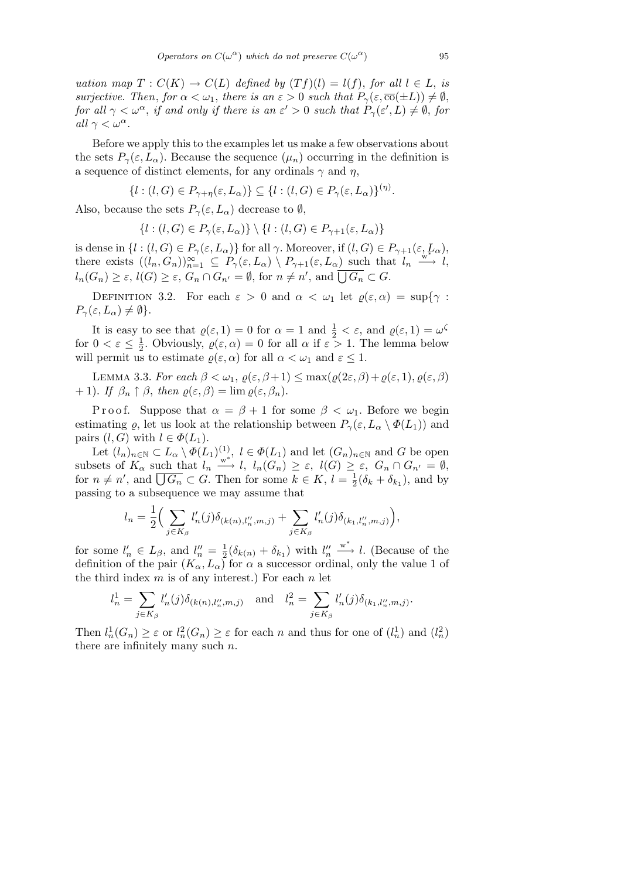*uation map $T : C(K) \to C(L)$ defined by $(Tf)(l) = l(f)$, for all $l \in L$, is surjective. Then, for $\alpha < \omega_1$, there is an $\varepsilon > 0$ such that $P_\gamma(\varepsilon, \overline{\mathrm{co}}(\pm L)) \neq \emptyset$, for all $\gamma < \omega^\alpha$, if and only if there is an $\varepsilon' > 0$ such that $P_\gamma(\varepsilon', L) \neq \emptyset$, for all $\gamma < \omega^\alpha$.*

Before we apply this to the examples let us make a few observations about the sets $P_\gamma(\varepsilon, L_\alpha)$. Because the sequence $(\mu_n)$ occurring in the definition is a sequence of distinct elements, for any ordinals $\gamma$ and $\eta$,

$$\{l : (l, G) \in P_{\gamma+\eta}(\varepsilon, L_\alpha)\} \subseteq \{l : (l, G) \in P_\gamma(\varepsilon, L_\alpha)\}^{(\eta)}.$$

Also, because the sets $P_\gamma(\varepsilon, L_\alpha)$ decrease to $\emptyset$,

$$\{l : (l, G) \in P_\gamma(\varepsilon, L_\alpha)\} \setminus \{l : (l, G) \in P_{\gamma+1}(\varepsilon, L_\alpha)\}$$

is dense in $\{l : (l, G) \in P_\gamma(\varepsilon, L_\alpha)\}$ for all $\gamma$. Moreover, if $(l, G) \in P_{\gamma+1}(\varepsilon, L_\alpha)$, there exists $((l_n, G_n))_{n=1}^\infty \subseteq P_\gamma(\varepsilon, L_\alpha) \setminus P_{\gamma+1}(\varepsilon, L_\alpha)$ such that $l_n \xrightarrow{w^*} l$, $l_n(G_n) \geq \varepsilon$, $l(G) \geq \varepsilon$, $G_n \cap G_{n'} = \emptyset$, for $n \neq n'$, and $\overline{\bigcup G_n} \subset G$.

Definition 3.2. For each $\varepsilon > 0$ and $\alpha < \omega_1$ let $\varrho(\varepsilon, \alpha) = \sup\{\gamma : P_\gamma(\varepsilon, L_\alpha) \neq \emptyset\}$.

It is easy to see that $\varrho(\varepsilon, 1) = 0$ for $\alpha = 1$ and $\frac{1}{2} < \varepsilon$, and $\varrho(\varepsilon, 1) = \omega^\zeta$ for $0 < \varepsilon \leq \frac{1}{2}$. Obviously, $\varrho(\varepsilon, \alpha) = 0$ for all $\alpha$ if $\varepsilon > 1$. The lemma below will permit us to estimate $\varrho(\varepsilon, \alpha)$ for all $\alpha < \omega_1$ and $\varepsilon \leq 1$.

Lemma 3.3. *For each $\beta < \omega_1$, $\varrho(\varepsilon, \beta+1) \leq \max(\varrho(2\varepsilon, \beta) + \varrho(\varepsilon, 1), \varrho(\varepsilon, \beta) + 1)$. If $\beta_n \uparrow \beta$, then $\varrho(\varepsilon, \beta) = \lim \varrho(\varepsilon, \beta_n)$.*

Proof. Suppose that $\alpha = \beta + 1$ for some $\beta < \omega_1$. Before we begin estimating $\varrho$, let us look at the relationship between $P_\gamma(\varepsilon, L_\alpha \setminus \Phi(L_1))$ and pairs $(l, G)$ with $l \in \Phi(L_1)$.

Let $(l_n)_{n\in\mathbb{N}} \subset L_\alpha \setminus \Phi(L_1)^{(1)}$, $l \in \Phi(L_1)$ and let $(G_n)_{n\in\mathbb{N}}$ and $G$ be open subsets of $K_\alpha$ such that $l_n \xrightarrow{w^*} l$, $l_n(G_n) \geq \varepsilon$, $l(G) \geq \varepsilon$, $G_n \cap G_{n'} = \emptyset$, for $n \neq n'$, and $\overline{\bigcup G_n} \subset G$. Then for some $k \in K$, $l = \frac{1}{2}(\delta_k + \delta_{k_1})$, and by passing to a subsequence we may assume that

$$l_n = \frac{1}{2}\Big(\sum_{j\in K_\beta} l'_n(j)\delta_{(k(n), l''_n, m, j)} + \sum_{j\in K_\beta} l'_n(j)\delta_{(k_1, l''_n, m, j)}\Big),$$

for some $l'_n \in L_\beta$, and $l''_n = \frac{1}{2}(\delta_{k(n)} + \delta_{k_1})$ with $l''_n \xrightarrow{w^*} l$. (Because of the definition of the pair $(K_\alpha, L_\alpha)$ for $\alpha$ a successor ordinal, only the value 1 of the third index $m$ is of any interest.) For each $n$ let

$$l_n^1 = \sum_{j\in K_\beta} l'_n(j)\delta_{(k(n), l''_n, m, j)} \quad \text{and} \quad l_n^2 = \sum_{j\in K_\beta} l'_n(j)\delta_{(k_1, l''_n, m, j)}.$$

Then $l_n^1(G_n) \geq \varepsilon$ or $l_n^2(G_n) \geq \varepsilon$ for each $n$ and thus for one of $(l_n^1)$ and $(l_n^2)$ there are infinitely many such $n$.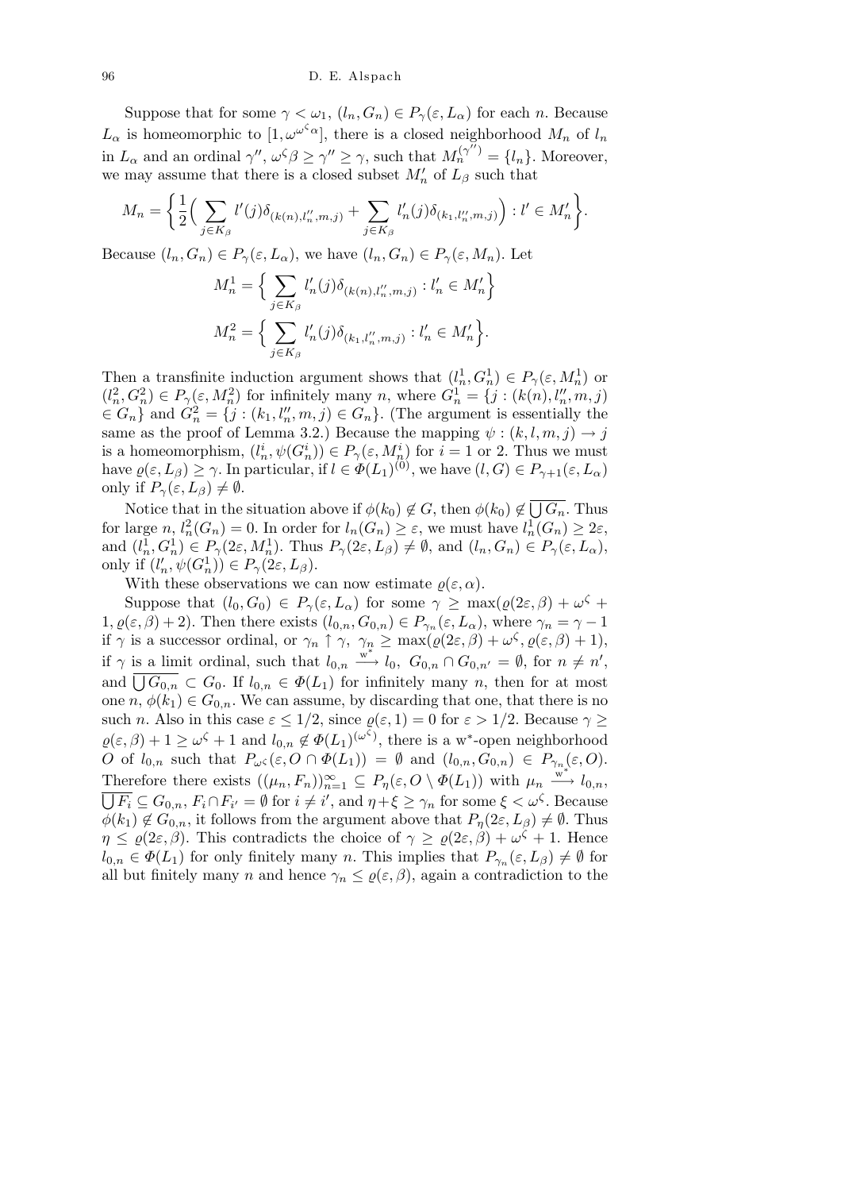Suppose that for some $\gamma < \omega_1$, $(l_n, G_n) \in P_\gamma(\varepsilon, L_\alpha)$ for each $n$. Because $L_\alpha$ is homeomorphic to $[1, \omega^{\omega^\zeta \alpha}]$, there is a closed neighborhood $M_n$ of $l_n$ in $L_\alpha$ and an ordinal $\gamma''$, $\omega^\zeta \beta \ge \gamma'' \ge \gamma$, such that $M_n^{(\gamma'')} = \{l_n\}$. Moreover, we may assume that there is a closed subset $M_n'$ of $L_\beta$ such that

$$M_n = \left\{ \frac{1}{2}\Big( \sum_{j \in K_\beta} l'(j)\delta_{(k(n), l_n'', m, j)} + \sum_{j \in K_\beta} l_n'(j)\delta_{(k_1, l_n'', m, j)} \Big) : l' \in M_n' \right\}.$$

Because $(l_n, G_n) \in P_\gamma(\varepsilon, L_\alpha)$, we have $(l_n, G_n) \in P_\gamma(\varepsilon, M_n)$. Let

$$M_n^1 = \Big\{ \sum_{j \in K_\beta} l_n'(j)\delta_{(k(n), l_n'', m, j)} : l_n' \in M_n' \Big\}$$

$$M_n^2 = \Big\{ \sum_{j \in K_\beta} l_n'(j)\delta_{(k_1, l_n'', m, j)} : l_n' \in M_n' \Big\}.$$

Then a transfinite induction argument shows that $(l_n^1, G_n^1) \in P_\gamma(\varepsilon, M_n^1)$ or $(l_n^2, G_n^2) \in P_\gamma(\varepsilon, M_n^2)$ for infinitely many $n$, where $G_n^1 = \{j : (k(n), l_n'', m, j) \in G_n\}$ and $G_n^2 = \{j : (k_1, l_n'', m, j) \in G_n\}$. (The argument is essentially the same as the proof of Lemma 3.2.) Because the mapping $\psi : (k, l, m, j) \to j$ is a homeomorphism, $(l_n^i, \psi(G_n^i)) \in P_\gamma(\varepsilon, M_n^i)$ for $i = 1$ or $2$. Thus we must have $\varrho(\varepsilon, L_\beta) \ge \gamma$. In particular, if $l \in \Phi(L_1)^{(0)}$, we have $(l, G) \in P_{\gamma+1}(\varepsilon, L_\alpha)$ only if $P_\gamma(\varepsilon, L_\beta) \ne \emptyset$.

Notice that in the situation above if $\phi(k_0) \notin G$, then $\phi(k_0) \notin \overline{\bigcup G_n}$. Thus for large $n$, $l_n^2(G_n) = 0$. In order for $l_n(G_n) \ge \varepsilon$, we must have $l_n^1(G_n) \ge 2\varepsilon$, and $(l_n^1, G_n^1) \in P_\gamma(2\varepsilon, M_n^1)$. Thus $P_\gamma(2\varepsilon, L_\beta) \ne \emptyset$, and $(l_n, G_n) \in P_\gamma(\varepsilon, L_\alpha)$, only if $(l_n', \psi(G_n^1)) \in P_\gamma(2\varepsilon, L_\beta)$.

With these observations we can now estimate $\varrho(\varepsilon, \alpha)$.

Suppose that $(l_0, G_0) \in P_\gamma(\varepsilon, L_\alpha)$ for some $\gamma \ge \max(\varrho(2\varepsilon, \beta) + \omega^\zeta + 1, \varrho(\varepsilon, \beta) + 2)$. Then there exists $(l_{0,n}, G_{0,n}) \in P_{\gamma_n}(\varepsilon, L_\alpha)$, where $\gamma_n = \gamma - 1$ if $\gamma$ is a successor ordinal, or $\gamma_n \uparrow \gamma$, $\gamma_n \ge \max(\varrho(2\varepsilon, \beta) + \omega^\zeta, \varrho(\varepsilon, \beta) + 1)$, if $\gamma$ is a limit ordinal, such that $l_{0,n} \xrightarrow{\text{w}^*} l_0$, $G_{0,n} \cap G_{0,n'} = \emptyset$, for $n \ne n'$, and $\overline{\bigcup G_{0,n}} \subset G_0$. If $l_{0,n} \in \Phi(L_1)$ for infinitely many $n$, then for at most one $n$, $\phi(k_1) \in G_{0,n}$. We can assume, by discarding that one, that there is no such $n$. Also in this case $\varepsilon \le 1/2$, since $\varrho(\varepsilon, 1) = 0$ for $\varepsilon > 1/2$. Because $\gamma \ge \varrho(\varepsilon, \beta) + 1 \ge \omega^\zeta + 1$ and $l_{0,n} \notin \Phi(L_1)^{(\omega^\zeta)}$, there is a w$^*$-open neighborhood $O$ of $l_{0,n}$ such that $P_{\omega^\zeta}(\varepsilon, O \cap \Phi(L_1)) = \emptyset$ and $(l_{0,n}, G_{0,n}) \in P_{\gamma_n}(\varepsilon, O)$. Therefore there exists $((\mu_n, F_n))_{n=1}^\infty \subseteq P_\eta(\varepsilon, O \setminus \Phi(L_1))$ with $\mu_n \xrightarrow{\text{w}^*} l_{0,n}$, $\overline{\bigcup F_i} \subseteq G_{0,n}$, $F_i \cap F_{i'} = \emptyset$ for $i \ne i'$, and $\eta + \xi \ge \gamma_n$ for some $\xi < \omega^\zeta$. Because $\phi(k_1) \notin G_{0,n}$, it follows from the argument above that $P_\eta(2\varepsilon, L_\beta) \ne \emptyset$. Thus $\eta \le \varrho(2\varepsilon, \beta)$. This contradicts the choice of $\gamma \ge \varrho(2\varepsilon, \beta) + \omega^\zeta + 1$. Hence $l_{0,n} \in \Phi(L_1)$ for only finitely many $n$. This implies that $P_{\gamma_n}(\varepsilon, L_\beta) \ne \emptyset$ for all but finitely many $n$ and hence $\gamma_n \le \varrho(\varepsilon, \beta)$, again a contradiction to the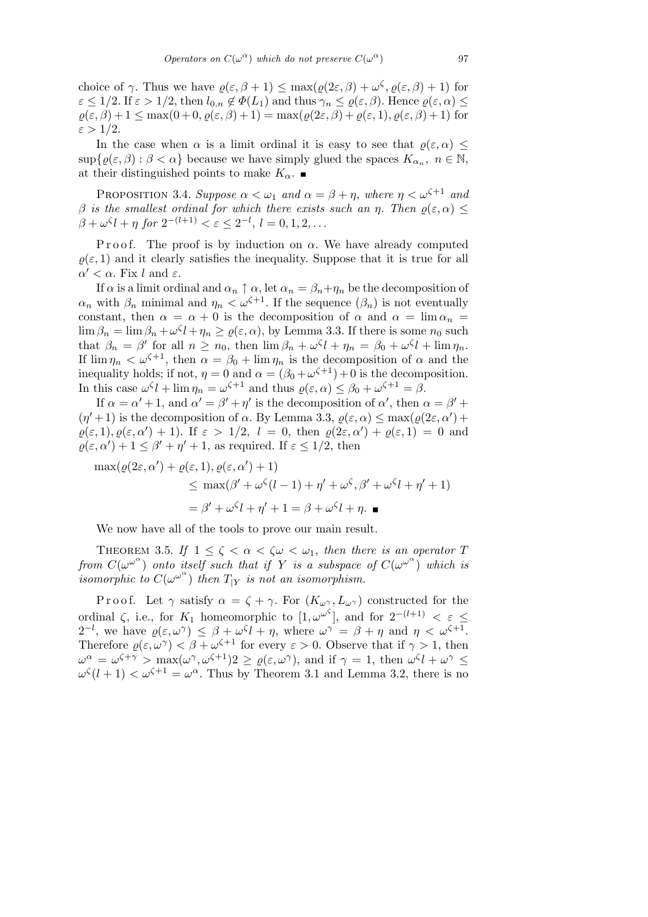choice of $\gamma$. Thus we have $\varrho(\varepsilon, \beta+1) \le \max(\varrho(2\varepsilon, \beta) + \omega^\zeta, \varrho(\varepsilon, \beta)+1)$ for $\varepsilon \le 1/2$. If $\varepsilon > 1/2$, then $l_{0,n} \notin \Phi(L_1)$ and thus $\gamma_n \le \varrho(\varepsilon, \beta)$. Hence $\varrho(\varepsilon, \alpha) \le \varrho(\varepsilon, \beta) + 1 \le \max(0+0, \varrho(\varepsilon, \beta)+1) = \max(\varrho(2\varepsilon, \beta) + \varrho(\varepsilon, 1), \varrho(\varepsilon, \beta)+1)$ for $\varepsilon > 1/2$.

In the case when $\alpha$ is a limit ordinal it is easy to see that $\varrho(\varepsilon, \alpha) \le \sup\{\varrho(\varepsilon, \beta) : \beta < \alpha\}$ because we have simply glued the spaces $K_{\alpha_n}$, $n \in \mathbb{N}$, at their distinguished points to make $K_\alpha$. ■

Proposition 3.4. *Suppose $\alpha < \omega_1$ and $\alpha = \beta + \eta$, where $\eta < \omega^{\zeta+1}$ and $\beta$ is the smallest ordinal for which there exists such an $\eta$. Then $\varrho(\varepsilon, \alpha) \le \beta + \omega^\zeta l + \eta$ for $2^{-(l+1)} < \varepsilon \le 2^{-l}$, $l = 0, 1, 2, \ldots$*

Proof. The proof is by induction on $\alpha$. We have already computed $\varrho(\varepsilon, 1)$ and it clearly satisfies the inequality. Suppose that it is true for all $\alpha' < \alpha$. Fix $l$ and $\varepsilon$.

If $\alpha$ is a limit ordinal and $\alpha_n \uparrow \alpha$, let $\alpha_n = \beta_n + \eta_n$ be the decomposition of $\alpha_n$ with $\beta_n$ minimal and $\eta_n < \omega^{\zeta+1}$. If the sequence $(\beta_n)$ is not eventually constant, then $\alpha = \alpha + 0$ is the decomposition of $\alpha$ and $\alpha = \lim \alpha_n = \lim \beta_n = \lim \beta_n + \omega^\zeta l + \eta_n \ge \varrho(\varepsilon, \alpha)$, by Lemma 3.3. If there is some $n_0$ such that $\beta_n = \beta'$ for all $n \ge n_0$, then $\lim \beta_n + \omega^\zeta l + \eta_n = \beta_0 + \omega^\zeta l + \lim \eta_n$. If $\lim \eta_n < \omega^{\zeta+1}$, then $\alpha = \beta_0 + \lim \eta_n$ is the decomposition of $\alpha$ and the inequality holds; if not, $\eta = 0$ and $\alpha = (\beta_0 + \omega^{\zeta+1}) + 0$ is the decomposition. In this case $\omega^\zeta l + \lim \eta_n = \omega^{\zeta+1}$ and thus $\varrho(\varepsilon, \alpha) \le \beta_0 + \omega^{\zeta+1} = \beta$.

If $\alpha = \alpha' + 1$, and $\alpha' = \beta' + \eta'$ is the decomposition of $\alpha'$, then $\alpha = \beta' + (\eta'+1)$ is the decomposition of $\alpha$. By Lemma 3.3, $\varrho(\varepsilon, \alpha) \le \max(\varrho(2\varepsilon, \alpha') + \varrho(\varepsilon, 1), \varrho(\varepsilon, \alpha')+1)$. If $\varepsilon > 1/2$, $l = 0$, then $\varrho(2\varepsilon, \alpha') + \varrho(\varepsilon, 1) = 0$ and $\varrho(\varepsilon, \alpha') + 1 \le \beta' + \eta' + 1$, as required. If $\varepsilon \le 1/2$, then

$$\begin{aligned}
\max(\varrho(2\varepsilon, \alpha') &+ \varrho(\varepsilon, 1), \varrho(\varepsilon, \alpha')+1) \\
&\le \max(\beta' + \omega^\zeta(l-1) + \eta' + \omega^\zeta, \beta' + \omega^\zeta l + \eta' + 1) \\
&= \beta' + \omega^\zeta l + \eta' + 1 = \beta + \omega^\zeta l + \eta. \ ■
\end{aligned}$$

We now have all of the tools to prove our main result.

Theorem 3.5. *If $1 \le \zeta < \alpha < \zeta\omega < \omega_1$, then there is an operator $T$ from $C(\omega^{\omega^\alpha})$ onto itself such that if $Y$ is a subspace of $C(\omega^{\omega^\alpha})$ which is isomorphic to $C(\omega^{\omega^\alpha})$ then $T_{|Y}$ is not an isomorphism.*

Proof. Let $\gamma$ satisfy $\alpha = \zeta + \gamma$. For $(K_{\omega^\gamma}, L_{\omega^\gamma})$ constructed for the ordinal $\zeta$, i.e., for $K_1$ homeomorphic to $[1, \omega^{\omega^\zeta}]$, and for $2^{-(l+1)} < \varepsilon \le 2^{-l}$, we have $\varrho(\varepsilon, \omega^\gamma) \le \beta + \omega^\zeta l + \eta$, where $\omega^\gamma = \beta + \eta$ and $\eta < \omega^{\zeta+1}$. Therefore $\varrho(\varepsilon, \omega^\gamma) < \beta + \omega^{\zeta+1}$ for every $\varepsilon > 0$. Observe that if $\gamma > 1$, then $\omega^\alpha = \omega^{\zeta+\gamma} > \max(\omega^\gamma, \omega^{\zeta+1})2 \ge \varrho(\varepsilon, \omega^\gamma)$, and if $\gamma = 1$, then $\omega^\zeta l + \omega^\gamma \le \omega^\zeta(l+1) < \omega^{\zeta+1} = \omega^\alpha$. Thus by Theorem 3.1 and Lemma 3.2, there is no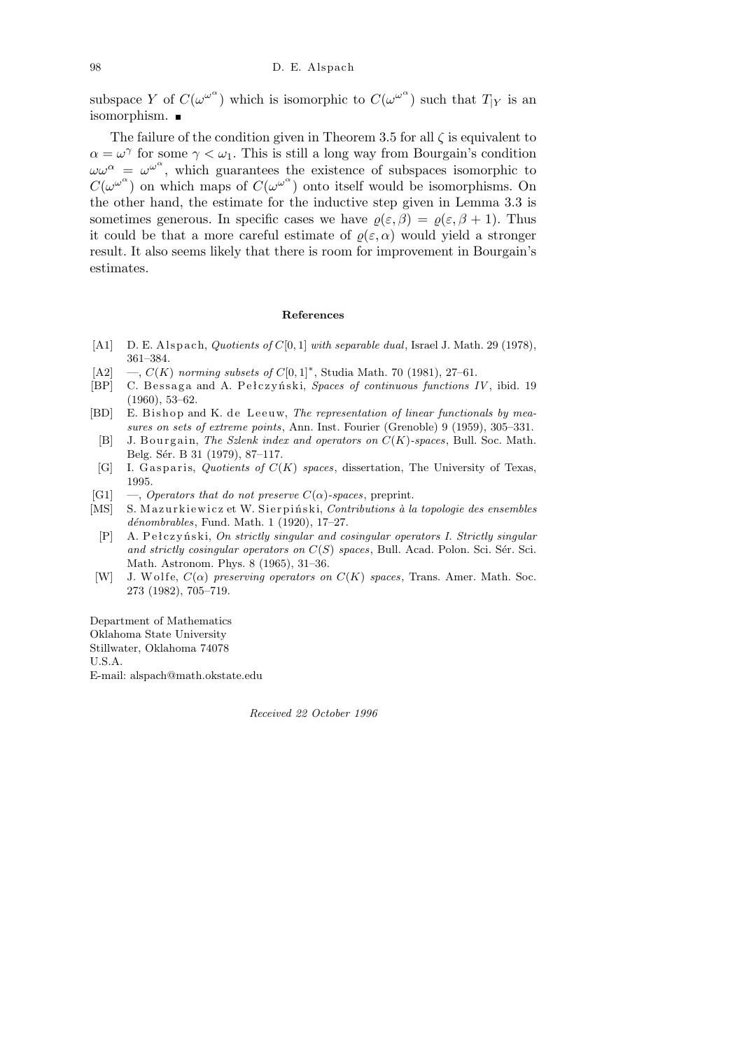subspace $Y$ of $C(\omega^{\omega^\alpha})$ which is isomorphic to $C(\omega^{\omega^\alpha})$ such that $T_{|Y}$ is an isomorphism. ∎

The failure of the condition given in Theorem 3.5 for all $\zeta$ is equivalent to $\alpha = \omega^\gamma$ for some $\gamma < \omega_1$. This is still a long way from Bourgain's condition $\omega\omega^\alpha = \omega^{\omega^\alpha}$, which guarantees the existence of subspaces isomorphic to $C(\omega^{\omega^\alpha})$ on which maps of $C(\omega^{\omega^\alpha})$ onto itself would be isomorphisms. On the other hand, the estimate for the inductive step given in Lemma 3.3 is sometimes generous. In specific cases we have $\varrho(\varepsilon, \beta) = \varrho(\varepsilon, \beta + 1)$. Thus it could be that a more careful estimate of $\varrho(\varepsilon, \alpha)$ would yield a stronger result. It also seems likely that there is room for improvement in Bourgain's estimates.

### References

[A1] D. E. Alspach, *Quotients of $C[0,1]$ with separable dual*, Israel J. Math. 29 (1978), 361–384.

[A2] —, *$C(K)$ norming subsets of $C[0,1]^*$*, Studia Math. 70 (1981), 27–61.

[BP] C. Bessaga and A. Pełczyński, *Spaces of continuous functions IV*, ibid. 19 (1960), 53–62.

[BD] E. Bishop and K. de Leeuw, *The representation of linear functionals by measures on sets of extreme points*, Ann. Inst. Fourier (Grenoble) 9 (1959), 305–331.

[B] J. Bourgain, *The Szlenk index and operators on $C(K)$-spaces*, Bull. Soc. Math. Belg. Sér. B 31 (1979), 87–117.

[G] I. Gasparis, *Quotients of $C(K)$ spaces*, dissertation, The University of Texas, 1995.

[G1] —, *Operators that do not preserve $C(\alpha)$-spaces*, preprint.

[MS] S. Mazurkiewicz et W. Sierpiński, *Contributions à la topologie des ensembles dénombrables*, Fund. Math. 1 (1920), 17–27.

[P] A. Pełczyński, *On strictly singular and cosingular operators I. Strictly singular and strictly cosingular operators on $C(S)$ spaces*, Bull. Acad. Polon. Sci. Sér. Sci. Math. Astronom. Phys. 8 (1965), 31–36.

[W] J. Wolfe, *$C(\alpha)$ preserving operators on $C(K)$ spaces*, Trans. Amer. Math. Soc. 273 (1982), 705–719.

Department of Mathematics
Oklahoma State University
Stillwater, Oklahoma 74078
U.S.A.
E-mail: alspach@math.okstate.edu

*Received 22 October 1996*